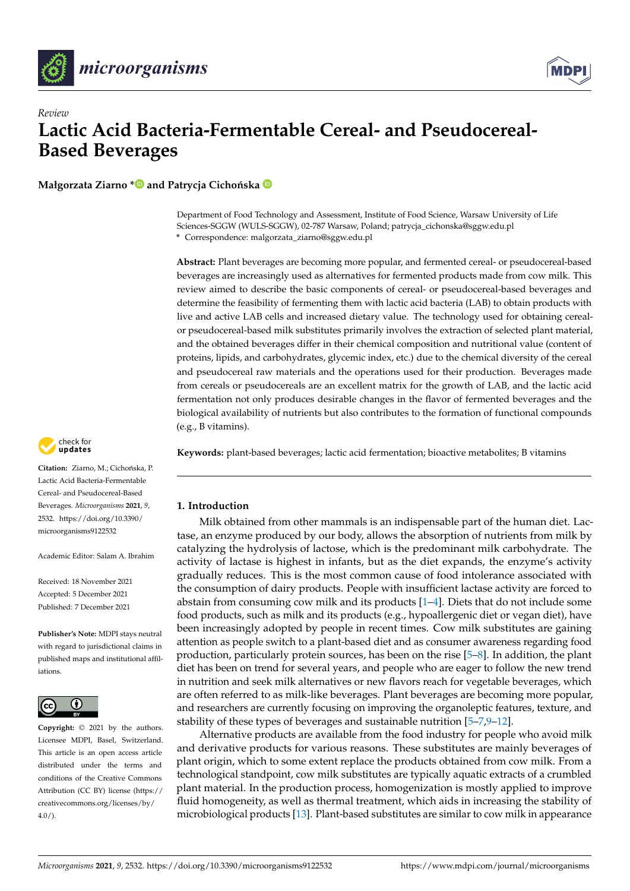*Review*

# Lactic Acid Bacteria-Fermentable Cereal- and Pseudocereal-Based Beverages

**Małgorzata Ziarno \* and Patrycja Cichońska**

Department of Food Technology and Assessment, Institute of Food Science, Warsaw University of Life Sciences-SGGW (WULS-SGGW), 02-787 Warsaw, Poland; patrycja_cichonska@sggw.edu.pl
\* Correspondence: malgorzata_ziarno@sggw.edu.pl

**Abstract:** Plant beverages are becoming more popular, and fermented cereal- or pseudocereal-based beverages are increasingly used as alternatives for fermented products made from cow milk. This review aimed to describe the basic components of cereal- or pseudocereal-based beverages and determine the feasibility of fermenting them with lactic acid bacteria (LAB) to obtain products with live and active LAB cells and increased dietary value. The technology used for obtaining cereal- or pseudocereal-based milk substitutes primarily involves the extraction of selected plant material, and the obtained beverages differ in their chemical composition and nutritional value (content of proteins, lipids, and carbohydrates, glycemic index, etc.) due to the chemical diversity of the cereal and pseudocereal raw materials and the operations used for their production. Beverages made from cereals or pseudocereals are an excellent matrix for the growth of LAB, and the lactic acid fermentation not only produces desirable changes in the flavor of fermented beverages and the biological availability of nutrients but also contributes to the formation of functional compounds (e.g., B vitamins).

**Keywords:** plant-based beverages; lactic acid fermentation; bioactive metabolites; B vitamins

**Citation:** Ziarno, M.; Cichońska, P. Lactic Acid Bacteria-Fermentable Cereal- and Pseudocereal-Based Beverages. *Microorganisms* **2021**, *9*, 2532. https://doi.org/10.3390/microorganisms9122532

Academic Editor: Salam A. Ibrahim

Received: 18 November 2021
Accepted: 5 December 2021
Published: 7 December 2021

**Publisher's Note:** MDPI stays neutral with regard to jurisdictional claims in published maps and institutional affiliations.

**Copyright:** © 2021 by the authors. Licensee MDPI, Basel, Switzerland. This article is an open access article distributed under the terms and conditions of the Creative Commons Attribution (CC BY) license (https://creativecommons.org/licenses/by/4.0/).

## 1. Introduction

Milk obtained from other mammals is an indispensable part of the human diet. Lactase, an enzyme produced by our body, allows the absorption of nutrients from milk by catalyzing the hydrolysis of lactose, which is the predominant milk carbohydrate. The activity of lactase is highest in infants, but as the diet expands, the enzyme's activity gradually reduces. This is the most common cause of food intolerance associated with the consumption of dairy products. People with insufficient lactase activity are forced to abstain from consuming cow milk and its products [1–4]. Diets that do not include some food products, such as milk and its products (e.g., hypoallergenic diet or vegan diet), have been increasingly adopted by people in recent times. Cow milk substitutes are gaining attention as people switch to a plant-based diet and as consumer awareness regarding food production, particularly protein sources, has been on the rise [5–8]. In addition, the plant diet has been on trend for several years, and people who are eager to follow the new trend in nutrition and seek milk alternatives or new flavors reach for vegetable beverages, which are often referred to as milk-like beverages. Plant beverages are becoming more popular, and researchers are currently focusing on improving the organoleptic features, texture, and stability of these types of beverages and sustainable nutrition [5–7,9–12].

Alternative products are available from the food industry for people who avoid milk and derivative products for various reasons. These substitutes are mainly beverages of plant origin, which to some extent replace the products obtained from cow milk. From a technological standpoint, cow milk substitutes are typically aquatic extracts of a crumbled plant material. In the production process, homogenization is mostly applied to improve fluid homogeneity, as well as thermal treatment, which aids in increasing the stability of microbiological products [13]. Plant-based substitutes are similar to cow milk in appearance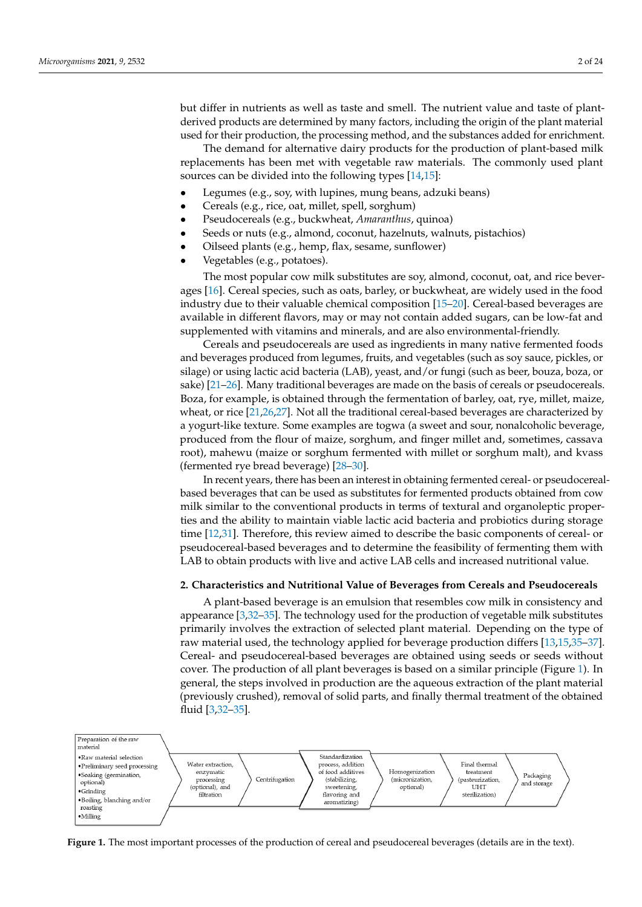but differ in nutrients as well as taste and smell. The nutrient value and taste of plant-derived products are determined by many factors, including the origin of the plant material used for their production, the processing method, and the substances added for enrichment.

The demand for alternative dairy products for the production of plant-based milk replacements has been met with vegetable raw materials. The commonly used plant sources can be divided into the following types [14,15]:

- Legumes (e.g., soy, with lupines, mung beans, adzuki beans)
- Cereals (e.g., rice, oat, millet, spell, sorghum)
- Pseudocereals (e.g., buckwheat, *Amaranthus*, quinoa)
- Seeds or nuts (e.g., almond, coconut, hazelnuts, walnuts, pistachios)
- Oilseed plants (e.g., hemp, flax, sesame, sunflower)
- Vegetables (e.g., potatoes).

The most popular cow milk substitutes are soy, almond, coconut, oat, and rice beverages [16]. Cereal species, such as oats, barley, or buckwheat, are widely used in the food industry due to their valuable chemical composition [15–20]. Cereal-based beverages are available in different flavors, may or may not contain added sugars, can be low-fat and supplemented with vitamins and minerals, and are also environmental-friendly.

Cereals and pseudocereals are used as ingredients in many native fermented foods and beverages produced from legumes, fruits, and vegetables (such as soy sauce, pickles, or silage) or using lactic acid bacteria (LAB), yeast, and/or fungi (such as beer, bouza, boza, or sake) [21–26]. Many traditional beverages are made on the basis of cereals or pseudocereals. Boza, for example, is obtained through the fermentation of barley, oat, rye, millet, maize, wheat, or rice [21,26,27]. Not all the traditional cereal-based beverages are characterized by a yogurt-like texture. Some examples are togwa (a sweet and sour, nonalcoholic beverage, produced from the flour of maize, sorghum, and finger millet and, sometimes, cassava root), mahewu (maize or sorghum fermented with millet or sorghum malt), and kvass (fermented rye bread beverage) [28–30].

In recent years, there has been an interest in obtaining fermented cereal- or pseudocereal-based beverages that can be used as substitutes for fermented products obtained from cow milk similar to the conventional products in terms of textural and organoleptic properties and the ability to maintain viable lactic acid bacteria and probiotics during storage time [12,31]. Therefore, this review aimed to describe the basic components of cereal- or pseudocereal-based beverages and to determine the feasibility of fermenting them with LAB to obtain products with live and active LAB cells and increased nutritional value.

## 2. Characteristics and Nutritional Value of Beverages from Cereals and Pseudocereals

A plant-based beverage is an emulsion that resembles cow milk in consistency and appearance [3,32–35]. The technology used for the production of vegetable milk substitutes primarily involves the extraction of selected plant material. Depending on the type of raw material used, the technology applied for beverage production differs [13,15,35–37]. Cereal- and pseudocereal-based beverages are obtained using seeds or seeds without cover. The production of all plant beverages is based on a similar principle (Figure 1). In general, the steps involved in production are the aqueous extraction of the plant material (previously crushed), removal of solid parts, and finally thermal treatment of the obtained fluid [3,32–35].

Preparation of the raw material
- Raw material selection
- Preliminary seed processing
- Soaking (germination, optional)
- Grinding
- Boiling, blanching and/or roasting
- Milling

→ Water extraction, enzymatic processing (optional), and filtration → Centrifugation → Standardization process, addition of food additives (stabilizing, sweetening, flavoring and aromatizing) → Homogenization (micronization, optional) → Final thermal treatment (pasteurization, UHT sterilization) → Packaging and storage

**Figure 1.** The most important processes of the production of cereal and pseudocereal beverages (details are in the text).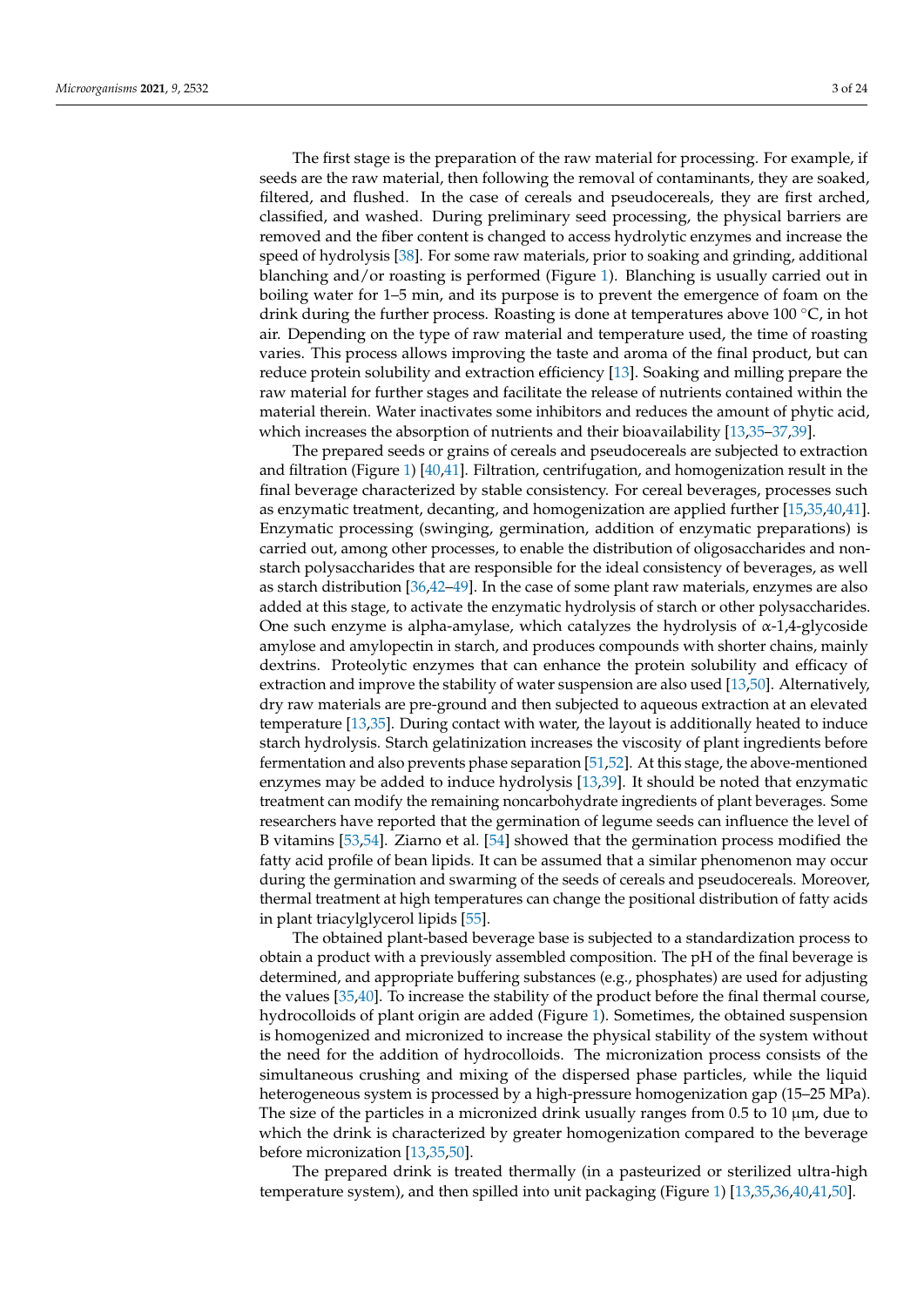The first stage is the preparation of the raw material for processing. For example, if seeds are the raw material, then following the removal of contaminants, they are soaked, filtered, and flushed. In the case of cereals and pseudocereals, they are first arched, classified, and washed. During preliminary seed processing, the physical barriers are removed and the fiber content is changed to access hydrolytic enzymes and increase the speed of hydrolysis [38]. For some raw materials, prior to soaking and grinding, additional blanching and/or roasting is performed (Figure 1). Blanching is usually carried out in boiling water for 1–5 min, and its purpose is to prevent the emergence of foam on the drink during the further process. Roasting is done at temperatures above 100 °C, in hot air. Depending on the type of raw material and temperature used, the time of roasting varies. This process allows improving the taste and aroma of the final product, but can reduce protein solubility and extraction efficiency [13]. Soaking and milling prepare the raw material for further stages and facilitate the release of nutrients contained within the material therein. Water inactivates some inhibitors and reduces the amount of phytic acid, which increases the absorption of nutrients and their bioavailability [13,35–37,39].

The prepared seeds or grains of cereals and pseudocereals are subjected to extraction and filtration (Figure 1) [40,41]. Filtration, centrifugation, and homogenization result in the final beverage characterized by stable consistency. For cereal beverages, processes such as enzymatic treatment, decanting, and homogenization are applied further [15,35,40,41]. Enzymatic processing (swinging, germination, addition of enzymatic preparations) is carried out, among other processes, to enable the distribution of oligosaccharides and non-starch polysaccharides that are responsible for the ideal consistency of beverages, as well as starch distribution [36,42–49]. In the case of some plant raw materials, enzymes are also added at this stage, to activate the enzymatic hydrolysis of starch or other polysaccharides. One such enzyme is alpha-amylase, which catalyzes the hydrolysis of α-1,4-glycoside amylose and amylopectin in starch, and produces compounds with shorter chains, mainly dextrins. Proteolytic enzymes that can enhance the protein solubility and efficacy of extraction and improve the stability of water suspension are also used [13,50]. Alternatively, dry raw materials are pre-ground and then subjected to aqueous extraction at an elevated temperature [13,35]. During contact with water, the layout is additionally heated to induce starch hydrolysis. Starch gelatinization increases the viscosity of plant ingredients before fermentation and also prevents phase separation [51,52]. At this stage, the above-mentioned enzymes may be added to induce hydrolysis [13,39]. It should be noted that enzymatic treatment can modify the remaining noncarbohydrate ingredients of plant beverages. Some researchers have reported that the germination of legume seeds can influence the level of B vitamins [53,54]. Ziarno et al. [54] showed that the germination process modified the fatty acid profile of bean lipids. It can be assumed that a similar phenomenon may occur during the germination and swarming of the seeds of cereals and pseudocereals. Moreover, thermal treatment at high temperatures can change the positional distribution of fatty acids in plant triacylglycerol lipids [55].

The obtained plant-based beverage base is subjected to a standardization process to obtain a product with a previously assembled composition. The pH of the final beverage is determined, and appropriate buffering substances (e.g., phosphates) are used for adjusting the values [35,40]. To increase the stability of the product before the final thermal course, hydrocolloids of plant origin are added (Figure 1). Sometimes, the obtained suspension is homogenized and micronized to increase the physical stability of the system without the need for the addition of hydrocolloids. The micronization process consists of the simultaneous crushing and mixing of the dispersed phase particles, while the liquid heterogeneous system is processed by a high-pressure homogenization gap (15–25 MPa). The size of the particles in a micronized drink usually ranges from 0.5 to 10 μm, due to which the drink is characterized by greater homogenization compared to the beverage before micronization [13,35,50].

The prepared drink is treated thermally (in a pasteurized or sterilized ultra-high temperature system), and then spilled into unit packaging (Figure 1) [13,35,36,40,41,50].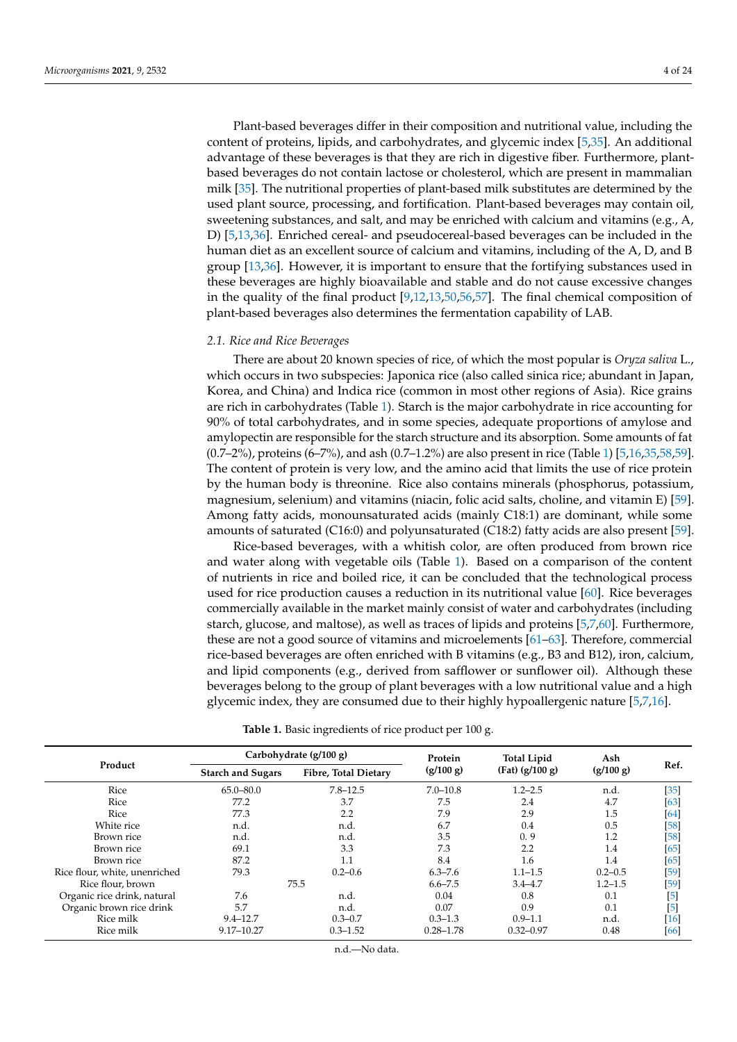Plant-based beverages differ in their composition and nutritional value, including the content of proteins, lipids, and carbohydrates, and glycemic index [5,35]. An additional advantage of these beverages is that they are rich in digestive fiber. Furthermore, plant-based beverages do not contain lactose or cholesterol, which are present in mammalian milk [35]. The nutritional properties of plant-based milk substitutes are determined by the used plant source, processing, and fortification. Plant-based beverages may contain oil, sweetening substances, and salt, and may be enriched with calcium and vitamins (e.g., A, D) [5,13,36]. Enriched cereal- and pseudocereal-based beverages can be included in the human diet as an excellent source of calcium and vitamins, including of the A, D, and B group [13,36]. However, it is important to ensure that the fortifying substances used in these beverages are highly bioavailable and stable and do not cause excessive changes in the quality of the final product [9,12,13,50,56,57]. The final chemical composition of plant-based beverages also determines the fermentation capability of LAB.

### 2.1. Rice and Rice Beverages

There are about 20 known species of rice, of which the most popular is *Oryza saliva* L., which occurs in two subspecies: Japonica rice (also called sinica rice; abundant in Japan, Korea, and China) and Indica rice (common in most other regions of Asia). Rice grains are rich in carbohydrates (Table 1). Starch is the major carbohydrate in rice accounting for 90% of total carbohydrates, and in some species, adequate proportions of amylose and amylopectin are responsible for the starch structure and its absorption. Some amounts of fat (0.7–2%), proteins (6–7%), and ash (0.7–1.2%) are also present in rice (Table 1) [5,16,35,58,59]. The content of protein is very low, and the amino acid that limits the use of rice protein by the human body is threonine. Rice also contains minerals (phosphorus, potassium, magnesium, selenium) and vitamins (niacin, folic acid salts, choline, and vitamin E) [59]. Among fatty acids, monounsaturated acids (mainly C18:1) are dominant, while some amounts of saturated (C16:0) and polyunsaturated (C18:2) fatty acids are also present [59].

Rice-based beverages, with a whitish color, are often produced from brown rice and water along with vegetable oils (Table 1). Based on a comparison of the content of nutrients in rice and boiled rice, it can be concluded that the technological process used for rice production causes a reduction in its nutritional value [60]. Rice beverages commercially available in the market mainly consist of water and carbohydrates (including starch, glucose, and maltose), as well as traces of lipids and proteins [5,7,60]. Furthermore, these are not a good source of vitamins and microelements [61–63]. Therefore, commercial rice-based beverages are often enriched with B vitamins (e.g., B3 and B12), iron, calcium, and lipid components (e.g., derived from safflower or sunflower oil). Although these beverages belong to the group of plant beverages with a low nutritional value and a high glycemic index, they are consumed due to their highly hypoallergenic nature [5,7,16].

**Table 1.** Basic ingredients of rice product per 100 g.

| Product | Carbohydrate (g/100 g) | | Protein (g/100 g) | Total Lipid (Fat) (g/100 g) | Ash (g/100 g) | Ref. |
|---|---|---|---|---|---|---|
| | Starch and Sugars | Fibre, Total Dietary | | | | |
| Rice | 65.0–80.0 | 7.8–12.5 | 7.0–10.8 | 1.2–2.5 | n.d. | [35] |
| Rice | 77.2 | 3.7 | 7.5 | 2.4 | 4.7 | [63] |
| Rice | 77.3 | 2.2 | 7.9 | 2.9 | 1.5 | [64] |
| White rice | n.d. | n.d. | 6.7 | 0.4 | 0.5 | [58] |
| Brown rice | n.d. | n.d. | 3.5 | 0. 9 | 1.2 | [58] |
| Brown rice | 69.1 | 3.3 | 7.3 | 2.2 | 1.4 | [65] |
| Brown rice | 87.2 | 1.1 | 8.4 | 1.6 | 1.4 | [65] |
| Rice flour, white, unenriched | 79.3 | 0.2–0.6 | 6.3–7.6 | 1.1–1.5 | 0.2–0.5 | [59] |
| Rice flour, brown | 75.5 | | 6.6–7.5 | 3.4–4.7 | 1.2–1.5 | [59] |
| Organic rice drink, natural | 7.6 | n.d. | 0.04 | 0.8 | 0.1 | [5] |
| Organic brown rice drink | 5.7 | n.d. | 0.07 | 0.9 | 0.1 | [5] |
| Rice milk | 9.4–12.7 | 0.3–0.7 | 0.3–1.3 | 0.9–1.1 | n.d. | [16] |
| Rice milk | 9.17–10.27 | 0.3–1.52 | 0.28–1.78 | 0.32–0.97 | 0.48 | [66] |

n.d.—No data.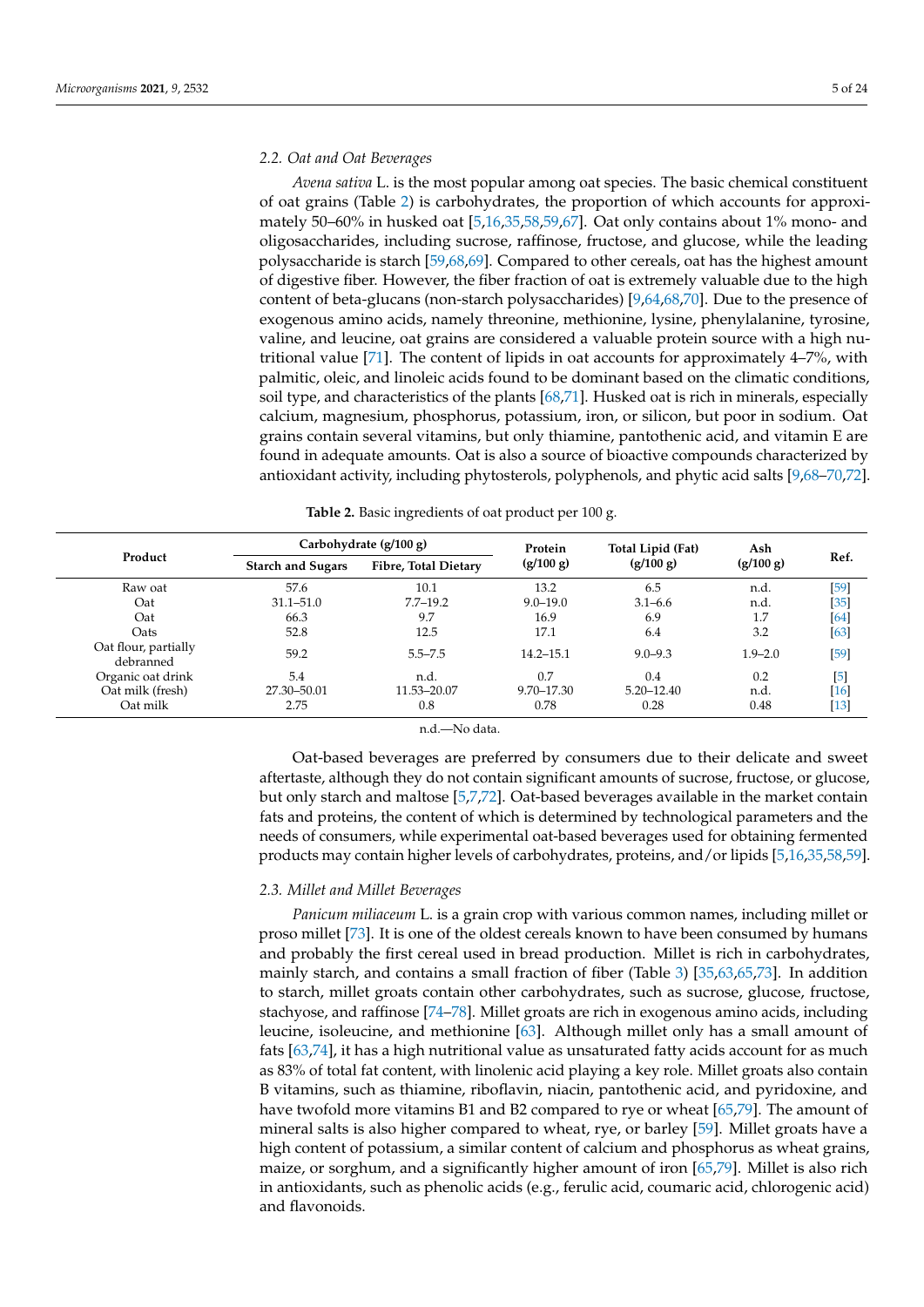### 2.2. Oat and Oat Beverages

*Avena sativa* L. is the most popular among oat species. The basic chemical constituent of oat grains (Table 2) is carbohydrates, the proportion of which accounts for approximately 50–60% in husked oat [5,16,35,58,59,67]. Oat only contains about 1% mono- and oligosaccharides, including sucrose, raffinose, fructose, and glucose, while the leading polysaccharide is starch [59,68,69]. Compared to other cereals, oat has the highest amount of digestive fiber. However, the fiber fraction of oat is extremely valuable due to the high content of beta-glucans (non-starch polysaccharides) [9,64,68,70]. Due to the presence of exogenous amino acids, namely threonine, methionine, lysine, phenylalanine, tyrosine, valine, and leucine, oat grains are considered a valuable protein source with a high nutritional value [71]. The content of lipids in oat accounts for approximately 4–7%, with palmitic, oleic, and linoleic acids found to be dominant based on the climatic conditions, soil type, and characteristics of the plants [68,71]. Husked oat is rich in minerals, especially calcium, magnesium, phosphorus, potassium, iron, or silicon, but poor in sodium. Oat grains contain several vitamins, but only thiamine, pantothenic acid, and vitamin E are found in adequate amounts. Oat is also a source of bioactive compounds characterized by antioxidant activity, including phytosterols, polyphenols, and phytic acid salts [9,68–70,72].

**Table 2.** Basic ingredients of oat product per 100 g.

| Product | Carbohydrate (g/100 g) | | Protein (g/100 g) | Total Lipid (Fat) (g/100 g) | Ash (g/100 g) | Ref. |
|---|---|---|---|---|---|---|
| | Starch and Sugars | Fibre, Total Dietary | | | | |
| Raw oat | 57.6 | 10.1 | 13.2 | 6.5 | n.d. | [59] |
| Oat | 31.1–51.0 | 7.7–19.2 | 9.0–19.0 | 3.1–6.6 | n.d. | [35] |
| Oat | 66.3 | 9.7 | 16.9 | 6.9 | 1.7 | [64] |
| Oats | 52.8 | 12.5 | 17.1 | 6.4 | 3.2 | [63] |
| Oat flour, partially debranned | 59.2 | 5.5–7.5 | 14.2–15.1 | 9.0–9.3 | 1.9–2.0 | [59] |
| Organic oat drink | 5.4 | n.d. | 0.7 | 0.4 | 0.2 | [5] |
| Oat milk (fresh) | 27.30–50.01 | 11.53–20.07 | 9.70–17.30 | 5.20–12.40 | n.d. | [16] |
| Oat milk | 2.75 | 0.8 | 0.78 | 0.28 | 0.48 | [13] |

n.d.—No data.

Oat-based beverages are preferred by consumers due to their delicate and sweet aftertaste, although they do not contain significant amounts of sucrose, fructose, or glucose, but only starch and maltose [5,7,72]. Oat-based beverages available in the market contain fats and proteins, the content of which is determined by technological parameters and the needs of consumers, while experimental oat-based beverages used for obtaining fermented products may contain higher levels of carbohydrates, proteins, and/or lipids [5,16,35,58,59].

### 2.3. Millet and Millet Beverages

*Panicum miliaceum* L. is a grain crop with various common names, including millet or proso millet [73]. It is one of the oldest cereals known to have been consumed by humans and probably the first cereal used in bread production. Millet is rich in carbohydrates, mainly starch, and contains a small fraction of fiber (Table 3) [35,63,65,73]. In addition to starch, millet groats contain other carbohydrates, such as sucrose, glucose, fructose, stachyose, and raffinose [74–78]. Millet groats are rich in exogenous amino acids, including leucine, isoleucine, and methionine [63]. Although millet only has a small amount of fats [63,74], it has a high nutritional value as unsaturated fatty acids account for as much as 83% of total fat content, with linolenic acid playing a key role. Millet groats also contain B vitamins, such as thiamine, riboflavin, niacin, pantothenic acid, and pyridoxine, and have twofold more vitamins B1 and B2 compared to rye or wheat [65,79]. The amount of mineral salts is also higher compared to wheat, rye, or barley [59]. Millet groats have a high content of potassium, a similar content of calcium and phosphorus as wheat grains, maize, or sorghum, and a significantly higher amount of iron [65,79]. Millet is also rich in antioxidants, such as phenolic acids (e.g., ferulic acid, coumaric acid, chlorogenic acid) and flavonoids.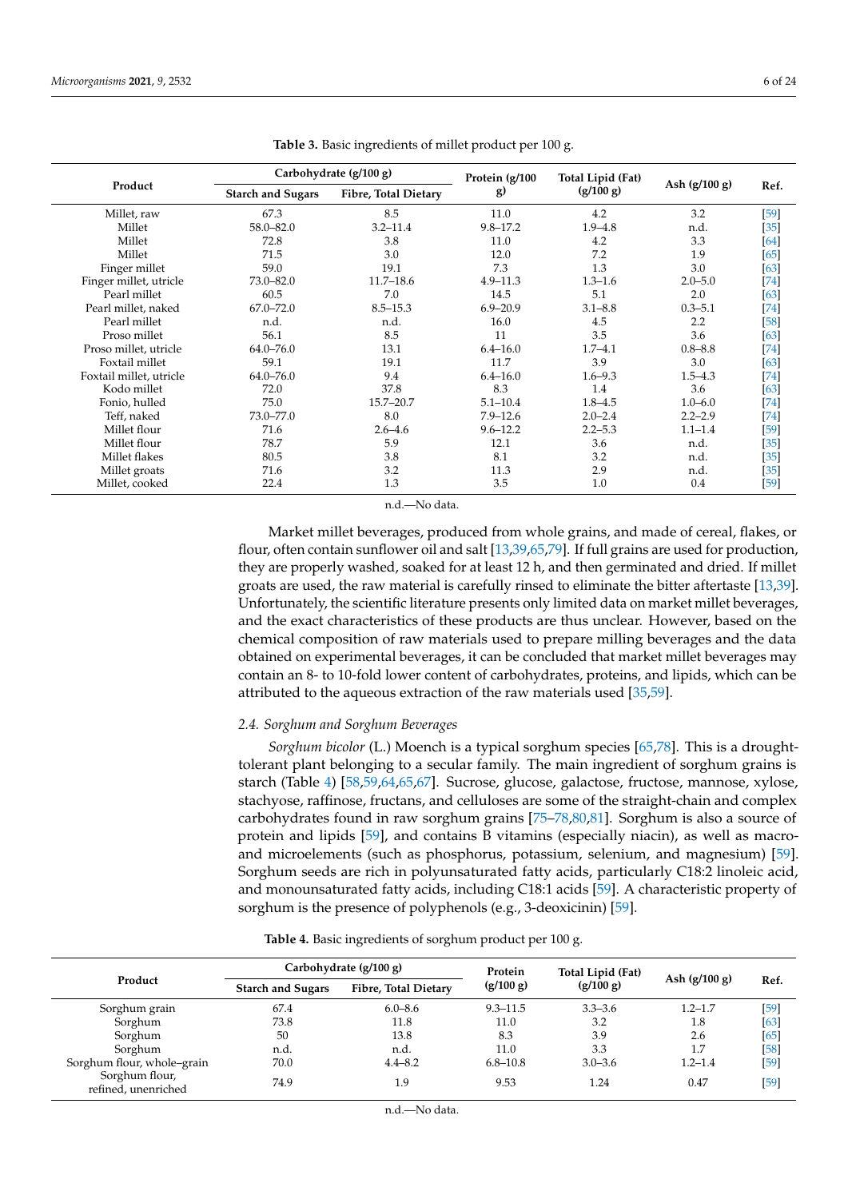**Table 3.** Basic ingredients of millet product per 100 g.

| Product | Carbohydrate (g/100 g) | | Protein (g/100 g) | Total Lipid (Fat) (g/100 g) | Ash (g/100 g) | Ref. |
|---|---|---|---|---|---|---|
| | Starch and Sugars | Fibre, Total Dietary | | | | |
| Millet, raw | 67.3 | 8.5 | 11.0 | 4.2 | 3.2 | [59] |
| Millet | 58.0–82.0 | 3.2–11.4 | 9.8–17.2 | 1.9–4.8 | n.d. | [35] |
| Millet | 72.8 | 3.8 | 11.0 | 4.2 | 3.3 | [64] |
| Millet | 71.5 | 3.0 | 12.0 | 7.2 | 1.9 | [65] |
| Finger millet | 59.0 | 19.1 | 7.3 | 1.3 | 3.0 | [63] |
| Finger millet, utricle | 73.0–82.0 | 11.7–18.6 | 4.9–11.3 | 1.3–1.6 | 2.0–5.0 | [74] |
| Pearl millet | 60.5 | 7.0 | 14.5 | 5.1 | 2.0 | [63] |
| Pearl millet, naked | 67.0–72.0 | 8.5–15.3 | 6.9–20.9 | 3.1–8.8 | 0.3–5.1 | [74] |
| Pearl millet | n.d. | n.d. | 16.0 | 4.5 | 2.2 | [58] |
| Proso millet | 56.1 | 8.5 | 11 | 3.5 | 3.6 | [63] |
| Proso millet, utricle | 64.0–76.0 | 13.1 | 6.4–16.0 | 1.7–4.1 | 0.8–8.8 | [74] |
| Foxtail millet | 59.1 | 19.1 | 11.7 | 3.9 | 3.0 | [63] |
| Foxtail millet, utricle | 64.0–76.0 | 9.4 | 6.4–16.0 | 1.6–9.3 | 1.5–4.3 | [74] |
| Kodo millet | 72.0 | 37.8 | 8.3 | 1.4 | 3.6 | [63] |
| Fonio, hulled | 75.0 | 15.7–20.7 | 5.1–10.4 | 1.8–4.5 | 1.0–6.0 | [74] |
| Teff, naked | 73.0–77.0 | 8.0 | 7.9–12.6 | 2.0–2.4 | 2.2–2.9 | [74] |
| Millet flour | 71.6 | 2.6–4.6 | 9.6–12.2 | 2.2–5.3 | 1.1–1.4 | [59] |
| Millet flour | 78.7 | 5.9 | 12.1 | 3.6 | n.d. | [35] |
| Millet flakes | 80.5 | 3.8 | 8.1 | 3.2 | n.d. | [35] |
| Millet groats | 71.6 | 3.2 | 11.3 | 2.9 | n.d. | [35] |
| Millet, cooked | 22.4 | 1.3 | 3.5 | 1.0 | 0.4 | [59] |

n.d.—No data.

Market millet beverages, produced from whole grains, and made of cereal, flakes, or flour, often contain sunflower oil and salt [13,39,65,79]. If full grains are used for production, they are properly washed, soaked for at least 12 h, and then germinated and dried. If millet groats are used, the raw material is carefully rinsed to eliminate the bitter aftertaste [13,39]. Unfortunately, the scientific literature presents only limited data on market millet beverages, and the exact characteristics of these products are thus unclear. However, based on the chemical composition of raw materials used to prepare milling beverages and the data obtained on experimental beverages, it can be concluded that market millet beverages may contain an 8- to 10-fold lower content of carbohydrates, proteins, and lipids, which can be attributed to the aqueous extraction of the raw materials used [35,59].

### *2.4. Sorghum and Sorghum Beverages*

*Sorghum bicolor* (L.) Moench is a typical sorghum species [65,78]. This is a drought-tolerant plant belonging to a secular family. The main ingredient of sorghum grains is starch (Table 4) [58,59,64,65,67]. Sucrose, glucose, galactose, fructose, mannose, xylose, stachyose, raffinose, fructans, and celluloses are some of the straight-chain and complex carbohydrates found in raw sorghum grains [75–78,80,81]. Sorghum is also a source of protein and lipids [59], and contains B vitamins (especially niacin), as well as macro- and microelements (such as phosphorus, potassium, selenium, and magnesium) [59]. Sorghum seeds are rich in polyunsaturated fatty acids, particularly C18:2 linoleic acid, and monounsaturated fatty acids, including C18:1 acids [59]. A characteristic property of sorghum is the presence of polyphenols (e.g., 3-deoxicinin) [59].

**Table 4.** Basic ingredients of sorghum product per 100 g.

| Product | Carbohydrate (g/100 g) | | Protein (g/100 g) | Total Lipid (Fat) (g/100 g) | Ash (g/100 g) | Ref. |
|---|---|---|---|---|---|---|
| | Starch and Sugars | Fibre, Total Dietary | | | | |
| Sorghum grain | 67.4 | 6.0–8.6 | 9.3–11.5 | 3.3–3.6 | 1.2–1.7 | [59] |
| Sorghum | 73.8 | 11.8 | 11.0 | 3.2 | 1.8 | [63] |
| Sorghum | 50 | 13.8 | 8.3 | 3.9 | 2.6 | [65] |
| Sorghum | n.d. | n.d. | 11.0 | 3.3 | 1.7 | [58] |
| Sorghum flour, whole–grain | 70.0 | 4.4–8.2 | 6.8–10.8 | 3.0–3.6 | 1.2–1.4 | [59] |
| Sorghum flour, refined, unenriched | 74.9 | 1.9 | 9.53 | 1.24 | 0.47 | [59] |

n.d.—No data.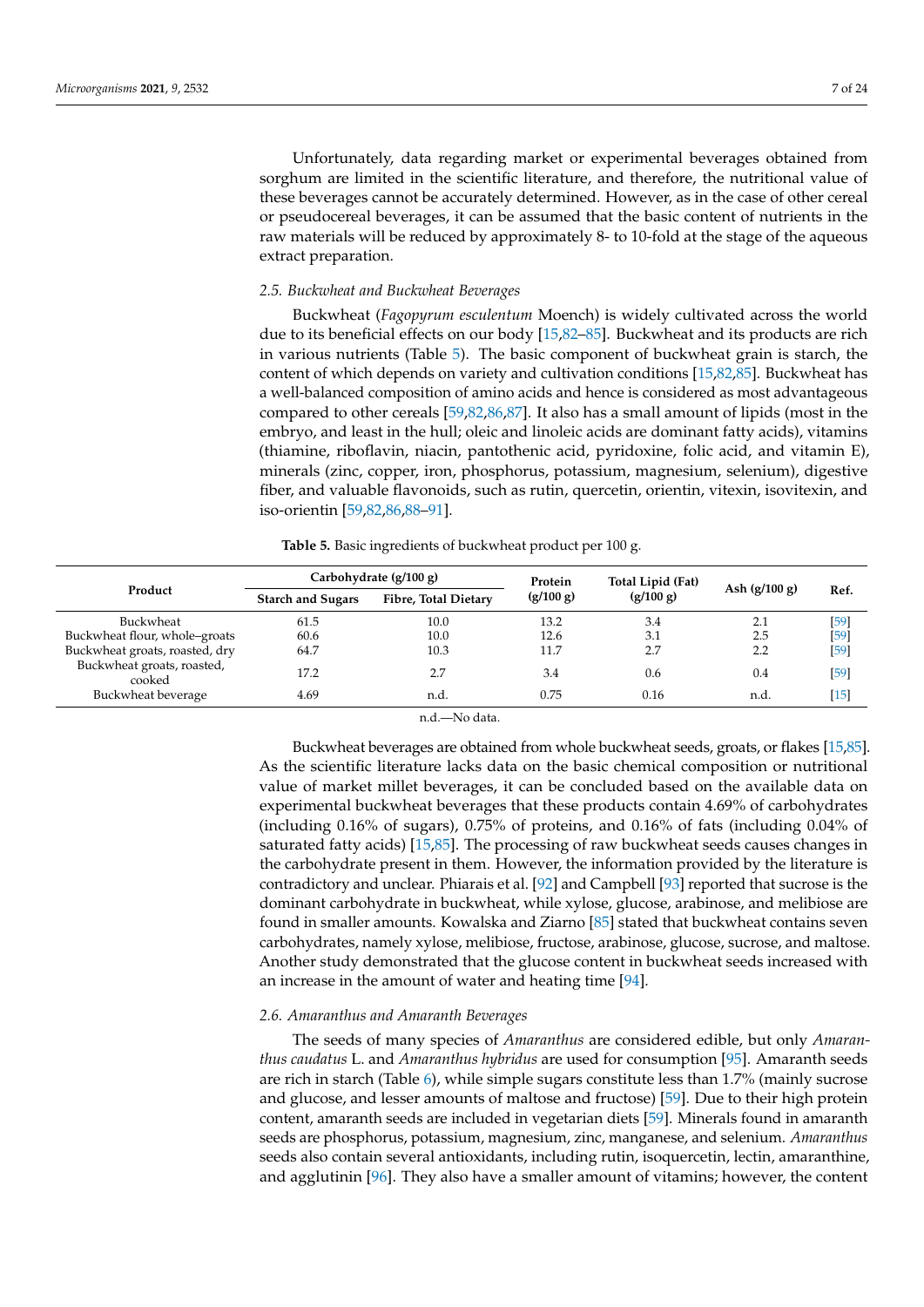Unfortunately, data regarding market or experimental beverages obtained from sorghum are limited in the scientific literature, and therefore, the nutritional value of these beverages cannot be accurately determined. However, as in the case of other cereal or pseudocereal beverages, it can be assumed that the basic content of nutrients in the raw materials will be reduced by approximately 8- to 10-fold at the stage of the aqueous extract preparation.

### 2.5. Buckwheat and Buckwheat Beverages

Buckwheat (*Fagopyrum esculentum* Moench) is widely cultivated across the world due to its beneficial effects on our body [15,82–85]. Buckwheat and its products are rich in various nutrients (Table 5). The basic component of buckwheat grain is starch, the content of which depends on variety and cultivation conditions [15,82,85]. Buckwheat has a well-balanced composition of amino acids and hence is considered as most advantageous compared to other cereals [59,82,86,87]. It also has a small amount of lipids (most in the embryo, and least in the hull; oleic and linoleic acids are dominant fatty acids), vitamins (thiamine, riboflavin, niacin, pantothenic acid, pyridoxine, folic acid, and vitamin E), minerals (zinc, copper, iron, phosphorus, potassium, magnesium, selenium), digestive fiber, and valuable flavonoids, such as rutin, quercetin, orientin, vitexin, isovitexin, and iso-orientin [59,82,86,88–91].

**Table 5.** Basic ingredients of buckwheat product per 100 g.

| Product | Carbohydrate (g/100 g) | | Protein (g/100 g) | Total Lipid (Fat) (g/100 g) | Ash (g/100 g) | Ref. |
|---|---|---|---|---|---|---|
| | Starch and Sugars | Fibre, Total Dietary | | | | |
| Buckwheat | 61.5 | 10.0 | 13.2 | 3.4 | 2.1 | [59] |
| Buckwheat flour, whole–groats | 60.6 | 10.0 | 12.6 | 3.1 | 2.5 | [59] |
| Buckwheat groats, roasted, dry | 64.7 | 10.3 | 11.7 | 2.7 | 2.2 | [59] |
| Buckwheat groats, roasted, cooked | 17.2 | 2.7 | 3.4 | 0.6 | 0.4 | [59] |
| Buckwheat beverage | 4.69 | n.d. | 0.75 | 0.16 | n.d. | [15] |

n.d.—No data.

Buckwheat beverages are obtained from whole buckwheat seeds, groats, or flakes [15,85]. As the scientific literature lacks data on the basic chemical composition or nutritional value of market millet beverages, it can be concluded based on the available data on experimental buckwheat beverages that these products contain 4.69% of carbohydrates (including 0.16% of sugars), 0.75% of proteins, and 0.16% of fats (including 0.04% of saturated fatty acids) [15,85]. The processing of raw buckwheat seeds causes changes in the carbohydrate present in them. However, the information provided by the literature is contradictory and unclear. Phiarais et al. [92] and Campbell [93] reported that sucrose is the dominant carbohydrate in buckwheat, while xylose, glucose, arabinose, and melibiose are found in smaller amounts. Kowalska and Ziarno [85] stated that buckwheat contains seven carbohydrates, namely xylose, melibiose, fructose, arabinose, glucose, sucrose, and maltose. Another study demonstrated that the glucose content in buckwheat seeds increased with an increase in the amount of water and heating time [94].

### 2.6. Amaranthus and Amaranth Beverages

The seeds of many species of *Amaranthus* are considered edible, but only *Amaranthus caudatus* L. and *Amaranthus hybridus* are used for consumption [95]. Amaranth seeds are rich in starch (Table 6), while simple sugars constitute less than 1.7% (mainly sucrose and glucose, and lesser amounts of maltose and fructose) [59]. Due to their high protein content, amaranth seeds are included in vegetarian diets [59]. Minerals found in amaranth seeds are phosphorus, potassium, magnesium, zinc, manganese, and selenium. *Amaranthus* seeds also contain several antioxidants, including rutin, isoquercetin, lectin, amaranthine, and agglutinin [96]. They also have a smaller amount of vitamins; however, the content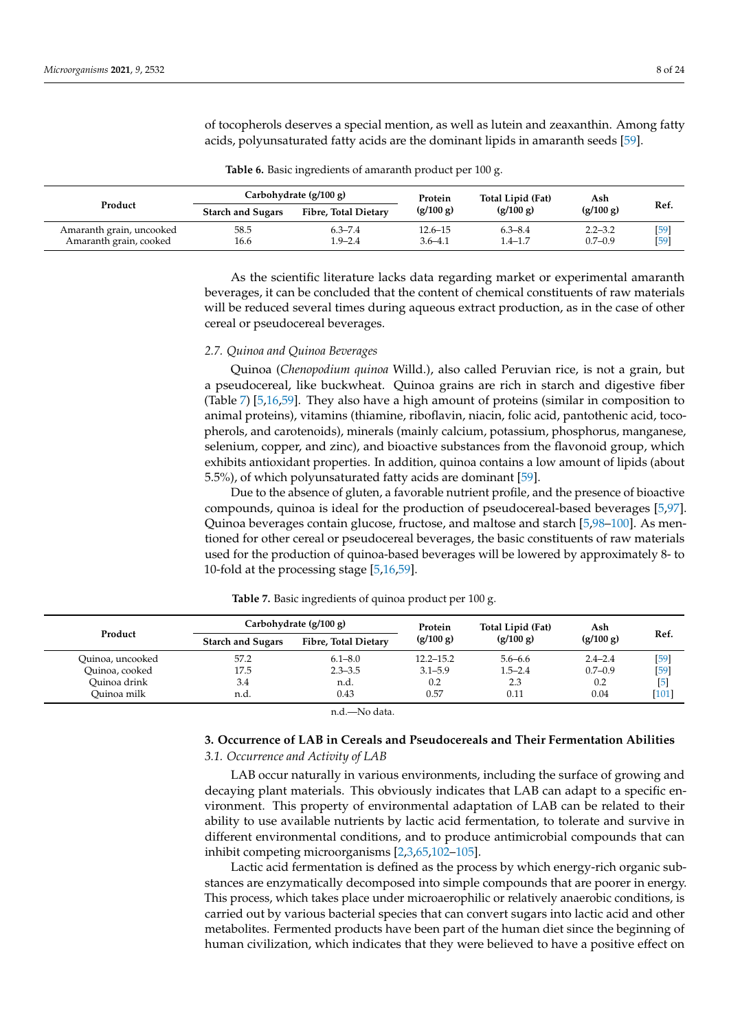of tocopherols deserves a special mention, as well as lutein and zeaxanthin. Among fatty acids, polyunsaturated fatty acids are the dominant lipids in amaranth seeds [59].

**Table 6.** Basic ingredients of amaranth product per 100 g.

| Product | Carbohydrate (g/100 g) | | Protein (g/100 g) | Total Lipid (Fat) (g/100 g) | Ash (g/100 g) | Ref. |
|---|---|---|---|---|---|---|
| | Starch and Sugars | Fibre, Total Dietary | | | | |
| Amaranth grain, uncooked | 58.5 | 6.3–7.4 | 12.6–15 | 6.3–8.4 | 2.2–3.2 | [59] |
| Amaranth grain, cooked | 16.6 | 1.9–2.4 | 3.6–4.1 | 1.4–1.7 | 0.7–0.9 | [59] |

As the scientific literature lacks data regarding market or experimental amaranth beverages, it can be concluded that the content of chemical constituents of raw materials will be reduced several times during aqueous extract production, as in the case of other cereal or pseudocereal beverages.

### *2.7. Quinoa and Quinoa Beverages*

Quinoa (*Chenopodium quinoa* Willd.), also called Peruvian rice, is not a grain, but a pseudocereal, like buckwheat. Quinoa grains are rich in starch and digestive fiber (Table 7) [5,16,59]. They also have a high amount of proteins (similar in composition to animal proteins), vitamins (thiamine, riboflavin, niacin, folic acid, pantothenic acid, tocopherols, and carotenoids), minerals (mainly calcium, potassium, phosphorus, manganese, selenium, copper, and zinc), and bioactive substances from the flavonoid group, which exhibits antioxidant properties. In addition, quinoa contains a low amount of lipids (about 5.5%), of which polyunsaturated fatty acids are dominant [59].

Due to the absence of gluten, a favorable nutrient profile, and the presence of bioactive compounds, quinoa is ideal for the production of pseudocereal-based beverages [5,97]. Quinoa beverages contain glucose, fructose, and maltose and starch [5,98–100]. As mentioned for other cereal or pseudocereal beverages, the basic constituents of raw materials used for the production of quinoa-based beverages will be lowered by approximately 8- to 10-fold at the processing stage [5,16,59].

**Table 7.** Basic ingredients of quinoa product per 100 g.

| Product | Carbohydrate (g/100 g) | | Protein (g/100 g) | Total Lipid (Fat) (g/100 g) | Ash (g/100 g) | Ref. |
|---|---|---|---|---|---|---|
| | Starch and Sugars | Fibre, Total Dietary | | | | |
| Quinoa, uncooked | 57.2 | 6.1–8.0 | 12.2–15.2 | 5.6–6.6 | 2.4–2.4 | [59] |
| Quinoa, cooked | 17.5 | 2.3–3.5 | 3.1–5.9 | 1.5–2.4 | 0.7–0.9 | [59] |
| Quinoa drink | 3.4 | n.d. | 0.2 | 2.3 | 0.2 | [5] |
| Quinoa milk | n.d. | 0.43 | 0.57 | 0.11 | 0.04 | [101] |

n.d.—No data.

## 3. Occurrence of LAB in Cereals and Pseudocereals and Their Fermentation Abilities

### *3.1. Occurrence and Activity of LAB*

LAB occur naturally in various environments, including the surface of growing and decaying plant materials. This obviously indicates that LAB can adapt to a specific environment. This property of environmental adaptation of LAB can be related to their ability to use available nutrients by lactic acid fermentation, to tolerate and survive in different environmental conditions, and to produce antimicrobial compounds that can inhibit competing microorganisms [2,3,65,102–105].

Lactic acid fermentation is defined as the process by which energy-rich organic substances are enzymatically decomposed into simple compounds that are poorer in energy. This process, which takes place under microaerophilic or relatively anaerobic conditions, is carried out by various bacterial species that can convert sugars into lactic acid and other metabolites. Fermented products have been part of the human diet since the beginning of human civilization, which indicates that they were believed to have a positive effect on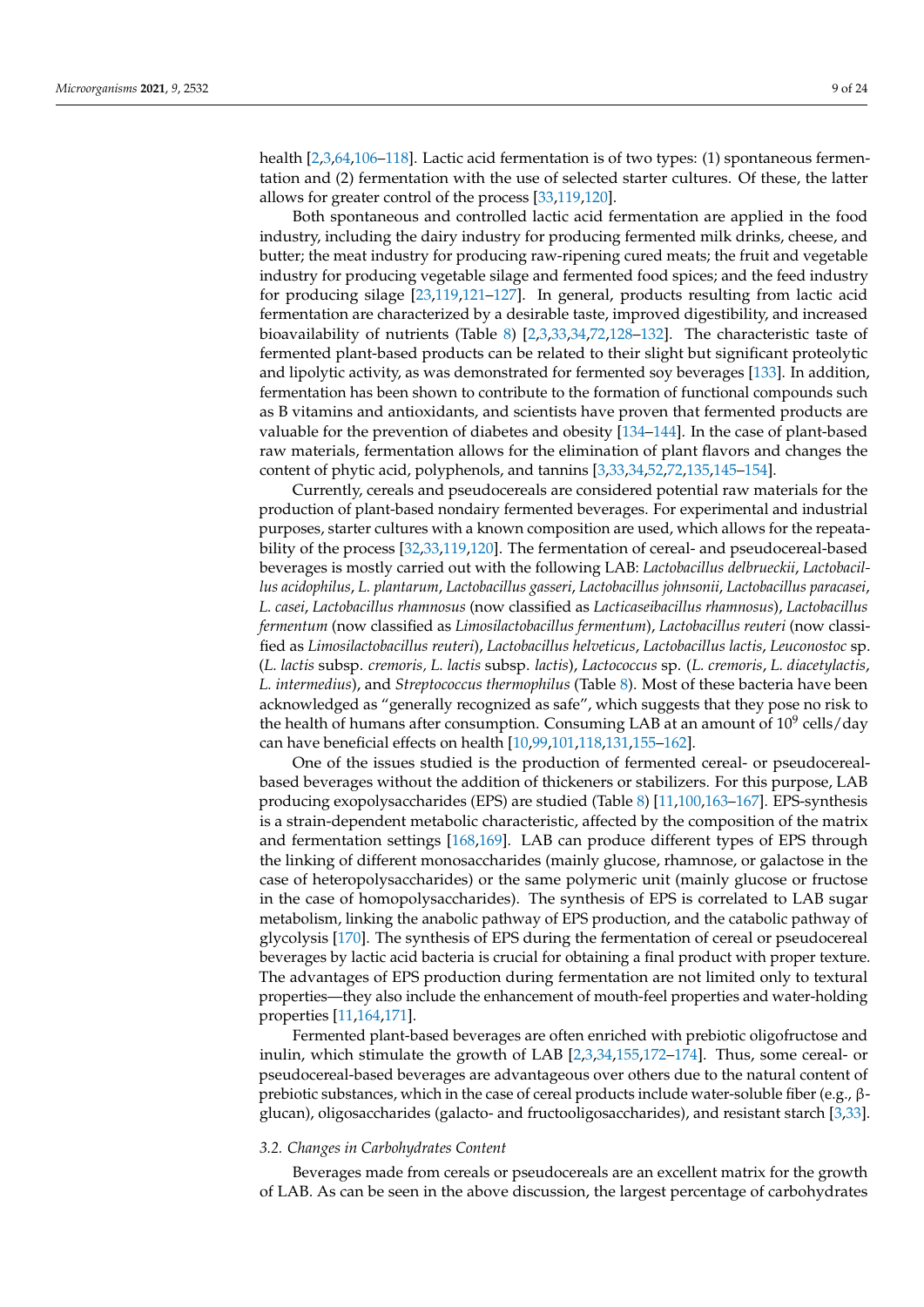health [2,3,64,106–118]. Lactic acid fermentation is of two types: (1) spontaneous fermentation and (2) fermentation with the use of selected starter cultures. Of these, the latter allows for greater control of the process [33,119,120].

Both spontaneous and controlled lactic acid fermentation are applied in the food industry, including the dairy industry for producing fermented milk drinks, cheese, and butter; the meat industry for producing raw-ripening cured meats; the fruit and vegetable industry for producing vegetable silage and fermented food spices; and the feed industry for producing silage [23,119,121–127]. In general, products resulting from lactic acid fermentation are characterized by a desirable taste, improved digestibility, and increased bioavailability of nutrients (Table 8) [2,3,33,34,72,128–132]. The characteristic taste of fermented plant-based products can be related to their slight but significant proteolytic and lipolytic activity, as was demonstrated for fermented soy beverages [133]. In addition, fermentation has been shown to contribute to the formation of functional compounds such as B vitamins and antioxidants, and scientists have proven that fermented products are valuable for the prevention of diabetes and obesity [134–144]. In the case of plant-based raw materials, fermentation allows for the elimination of plant flavors and changes the content of phytic acid, polyphenols, and tannins [3,33,34,52,72,135,145–154].

Currently, cereals and pseudocereals are considered potential raw materials for the production of plant-based nondairy fermented beverages. For experimental and industrial purposes, starter cultures with a known composition are used, which allows for the repeatability of the process [32,33,119,120]. The fermentation of cereal- and pseudocereal-based beverages is mostly carried out with the following LAB: *Lactobacillus delbrueckii*, *Lactobacillus acidophilus*, *L. plantarum*, *Lactobacillus gasseri*, *Lactobacillus johnsonii*, *Lactobacillus paracasei*, *L. casei*, *Lactobacillus rhamnosus* (now classified as *Lacticaseibacillus rhamnosus*), *Lactobacillus fermentum* (now classified as *Limosilactobacillus fermentum*), *Lactobacillus reuteri* (now classified as *Limosilactobacillus reuteri*), *Lactobacillus helveticus*, *Lactobacillus lactis*, *Leuconostoc* sp. (*L. lactis* subsp. *cremoris, L. lactis* subsp. *lactis*), *Lactococcus* sp. (*L. cremoris*, *L. diacetylactis*, *L. intermedius*), and *Streptococcus thermophilus* (Table 8). Most of these bacteria have been acknowledged as "generally recognized as safe", which suggests that they pose no risk to the health of humans after consumption. Consuming LAB at an amount of $10^9$ cells/day can have beneficial effects on health [10,99,101,118,131,155–162].

One of the issues studied is the production of fermented cereal- or pseudocereal-based beverages without the addition of thickeners or stabilizers. For this purpose, LAB producing exopolysaccharides (EPS) are studied (Table 8) [11,100,163–167]. EPS-synthesis is a strain-dependent metabolic characteristic, affected by the composition of the matrix and fermentation settings [168,169]. LAB can produce different types of EPS through the linking of different monosaccharides (mainly glucose, rhamnose, or galactose in the case of heteropolysaccharides) or the same polymeric unit (mainly glucose or fructose in the case of homopolysaccharides). The synthesis of EPS is correlated to LAB sugar metabolism, linking the anabolic pathway of EPS production, and the catabolic pathway of glycolysis [170]. The synthesis of EPS during the fermentation of cereal or pseudocereal beverages by lactic acid bacteria is crucial for obtaining a final product with proper texture. The advantages of EPS production during fermentation are not limited only to textural properties—they also include the enhancement of mouth-feel properties and water-holding properties [11,164,171].

Fermented plant-based beverages are often enriched with prebiotic oligofructose and inulin, which stimulate the growth of LAB [2,3,34,155,172–174]. Thus, some cereal- or pseudocereal-based beverages are advantageous over others due to the natural content of prebiotic substances, which in the case of cereal products include water-soluble fiber (e.g., β-glucan), oligosaccharides (galacto- and fructooligosaccharides), and resistant starch [3,33].

### 3.2. Changes in Carbohydrates Content

Beverages made from cereals or pseudocereals are an excellent matrix for the growth of LAB. As can be seen in the above discussion, the largest percentage of carbohydrates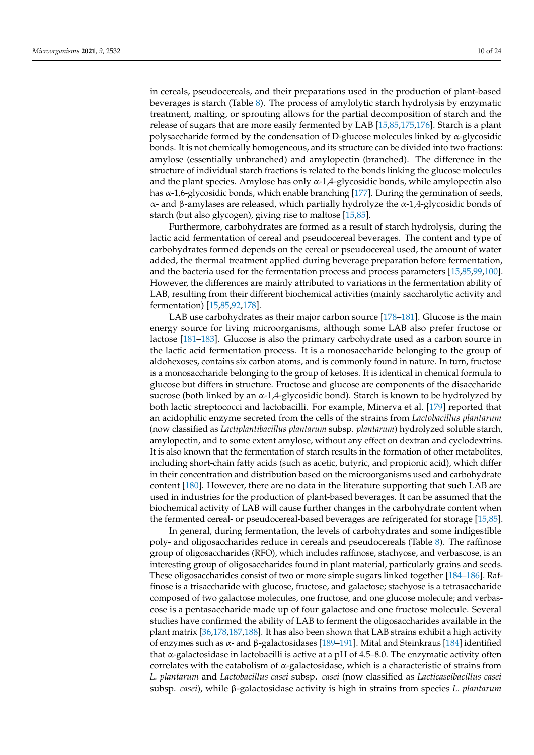in cereals, pseudocereals, and their preparations used in the production of plant-based beverages is starch (Table 8). The process of amylolytic starch hydrolysis by enzymatic treatment, malting, or sprouting allows for the partial decomposition of starch and the release of sugars that are more easily fermented by LAB [15,85,175,176]. Starch is a plant polysaccharide formed by the condensation of D-glucose molecules linked by α-glycosidic bonds. It is not chemically homogeneous, and its structure can be divided into two fractions: amylose (essentially unbranched) and amylopectin (branched). The difference in the structure of individual starch fractions is related to the bonds linking the glucose molecules and the plant species. Amylose has only α-1,4-glycosidic bonds, while amylopectin also has α-1,6-glycosidic bonds, which enable branching [177]. During the germination of seeds, α- and β-amylases are released, which partially hydrolyze the α-1,4-glycosidic bonds of starch (but also glycogen), giving rise to maltose [15,85].

Furthermore, carbohydrates are formed as a result of starch hydrolysis, during the lactic acid fermentation of cereal and pseudocereal beverages. The content and type of carbohydrates formed depends on the cereal or pseudocereal used, the amount of water added, the thermal treatment applied during beverage preparation before fermentation, and the bacteria used for the fermentation process and process parameters [15,85,99,100]. However, the differences are mainly attributed to variations in the fermentation ability of LAB, resulting from their different biochemical activities (mainly saccharolytic activity and fermentation) [15,85,92,178].

LAB use carbohydrates as their major carbon source [178–181]. Glucose is the main energy source for living microorganisms, although some LAB also prefer fructose or lactose [181–183]. Glucose is also the primary carbohydrate used as a carbon source in the lactic acid fermentation process. It is a monosaccharide belonging to the group of aldohexoses, contains six carbon atoms, and is commonly found in nature. In turn, fructose is a monosaccharide belonging to the group of ketoses. It is identical in chemical formula to glucose but differs in structure. Fructose and glucose are components of the disaccharide sucrose (both linked by an α-1,4-glycosidic bond). Starch is known to be hydrolyzed by both lactic streptococci and lactobacilli. For example, Minerva et al. [179] reported that an acidophilic enzyme secreted from the cells of the strains from *Lactobacillus plantarum* (now classified as *Lactiplantibacillus plantarum* subsp. *plantarum*) hydrolyzed soluble starch, amylopectin, and to some extent amylose, without any effect on dextran and cyclodextrins. It is also known that the fermentation of starch results in the formation of other metabolites, including short-chain fatty acids (such as acetic, butyric, and propionic acid), which differ in their concentration and distribution based on the microorganisms used and carbohydrate content [180]. However, there are no data in the literature supporting that such LAB are used in industries for the production of plant-based beverages. It can be assumed that the biochemical activity of LAB will cause further changes in the carbohydrate content when the fermented cereal- or pseudocereal-based beverages are refrigerated for storage [15,85].

In general, during fermentation, the levels of carbohydrates and some indigestible poly- and oligosaccharides reduce in cereals and pseudocereals (Table 8). The raffinose group of oligosaccharides (RFO), which includes raffinose, stachyose, and verbascose, is an interesting group of oligosaccharides found in plant material, particularly grains and seeds. These oligosaccharides consist of two or more simple sugars linked together [184–186]. Raffinose is a trisaccharide with glucose, fructose, and galactose; stachyose is a tetrasaccharide composed of two galactose molecules, one fructose, and one glucose molecule; and verbascose is a pentasaccharide made up of four galactose and one fructose molecule. Several studies have confirmed the ability of LAB to ferment the oligosaccharides available in the plant matrix [36,178,187,188]. It has also been shown that LAB strains exhibit a high activity of enzymes such as α- and β-galactosidases [189–191]. Mital and Steinkraus [184] identified that α-galactosidase in lactobacilli is active at a pH of 4.5–8.0. The enzymatic activity often correlates with the catabolism of α-galactosidase, which is a characteristic of strains from *L. plantarum* and *Lactobacillus casei* subsp. *casei* (now classified as *Lacticaseibacillus casei* subsp. *casei*), while β-galactosidase activity is high in strains from species *L. plantarum*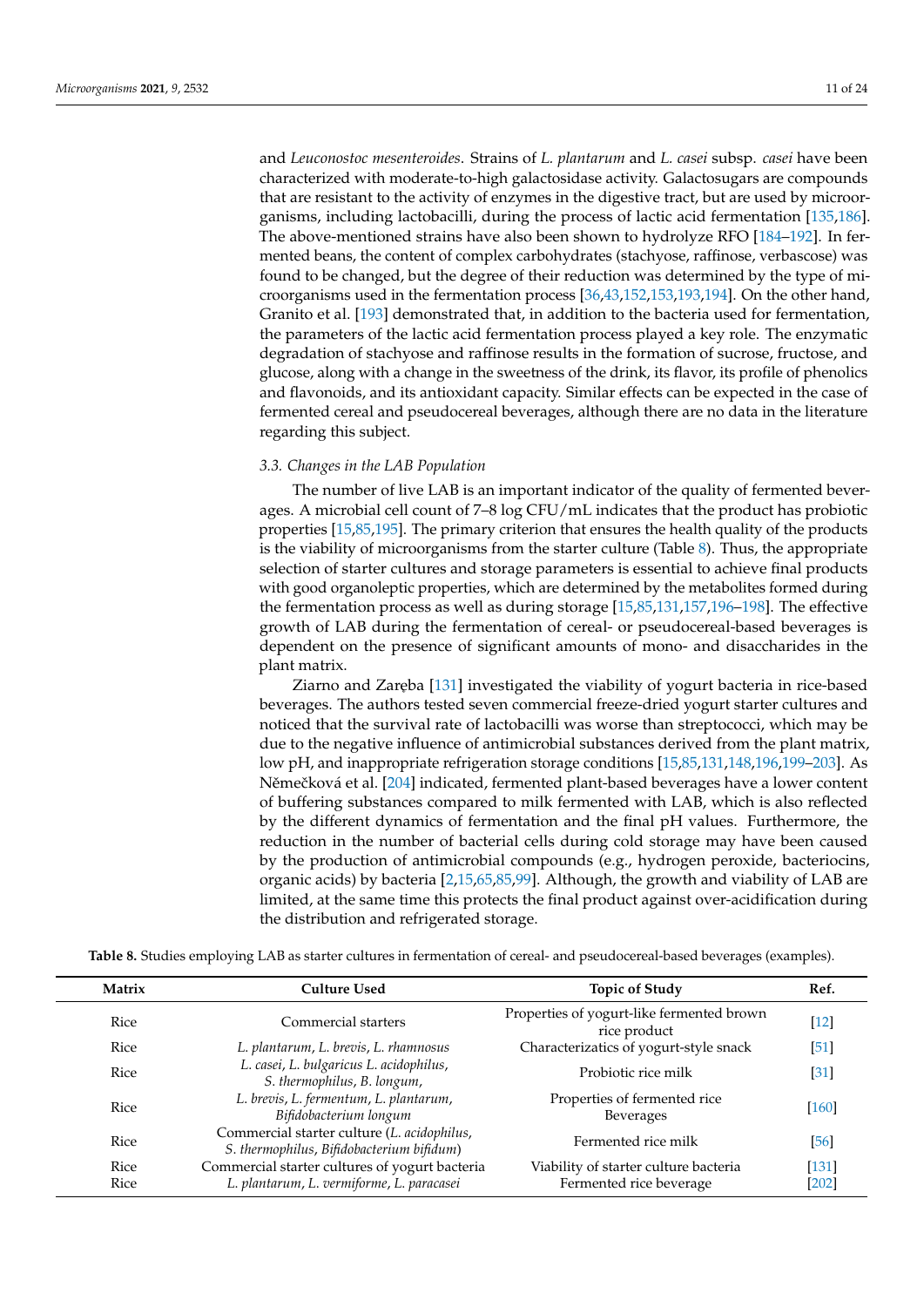and *Leuconostoc mesenteroides*. Strains of *L. plantarum* and *L. casei* subsp. *casei* have been characterized with moderate-to-high galactosidase activity. Galactosugars are compounds that are resistant to the activity of enzymes in the digestive tract, but are used by microorganisms, including lactobacilli, during the process of lactic acid fermentation [135,186]. The above-mentioned strains have also been shown to hydrolyze RFO [184–192]. In fermented beans, the content of complex carbohydrates (stachyose, raffinose, verbascose) was found to be changed, but the degree of their reduction was determined by the type of microorganisms used in the fermentation process [36,43,152,153,193,194]. On the other hand, Granito et al. [193] demonstrated that, in addition to the bacteria used for fermentation, the parameters of the lactic acid fermentation process played a key role. The enzymatic degradation of stachyose and raffinose results in the formation of sucrose, fructose, and glucose, along with a change in the sweetness of the drink, its flavor, its profile of phenolics and flavonoids, and its antioxidant capacity. Similar effects can be expected in the case of fermented cereal and pseudocereal beverages, although there are no data in the literature regarding this subject.

### 3.3. Changes in the LAB Population

The number of live LAB is an important indicator of the quality of fermented beverages. A microbial cell count of 7–8 log CFU/mL indicates that the product has probiotic properties [15,85,195]. The primary criterion that ensures the health quality of the products is the viability of microorganisms from the starter culture (Table 8). Thus, the appropriate selection of starter cultures and storage parameters is essential to achieve final products with good organoleptic properties, which are determined by the metabolites formed during the fermentation process as well as during storage [15,85,131,157,196–198]. The effective growth of LAB during the fermentation of cereal- or pseudocereal-based beverages is dependent on the presence of significant amounts of mono- and disaccharides in the plant matrix.

Ziarno and Zaręba [131] investigated the viability of yogurt bacteria in rice-based beverages. The authors tested seven commercial freeze-dried yogurt starter cultures and noticed that the survival rate of lactobacilli was worse than streptococci, which may be due to the negative influence of antimicrobial substances derived from the plant matrix, low pH, and inappropriate refrigeration storage conditions [15,85,131,148,196,199–203]. As Němečková et al. [204] indicated, fermented plant-based beverages have a lower content of buffering substances compared to milk fermented with LAB, which is also reflected by the different dynamics of fermentation and the final pH values. Furthermore, the reduction in the number of bacterial cells during cold storage may have been caused by the production of antimicrobial compounds (e.g., hydrogen peroxide, bacteriocins, organic acids) by bacteria [2,15,65,85,99]. Although, the growth and viability of LAB are limited, at the same time this protects the final product against over-acidification during the distribution and refrigerated storage.

**Table 8.** Studies employing LAB as starter cultures in fermentation of cereal- and pseudocereal-based beverages (examples).

| Matrix | Culture Used | Topic of Study | Ref. |
|---|---|---|---|
| Rice | Commercial starters | Properties of yogurt-like fermented brown rice product | [12] |
| Rice | *L. plantarum*, *L. brevis*, *L. rhamnosus* | Characterizations of yogurt-style snack | [51] |
| Rice | *L. casei*, *L. bulgaricus L. acidophilus*, *S. thermophilus*, *B. longum*, | Probiotic rice milk | [31] |
| Rice | *L. brevis*, *L. fermentum*, *L. plantarum*, *Bifidobacterium longum* | Properties of fermented rice Beverages | [160] |
| Rice | Commercial starter culture (*L. acidophilus*, *S. thermophilus*, *Bifidobacterium bifidum*) | Fermented rice milk | [56] |
| Rice | Commercial starter cultures of yogurt bacteria | Viability of starter culture bacteria | [131] |
| Rice | *L. plantarum*, *L. vermiforme*, *L. paracasei* | Fermented rice beverage | [202] |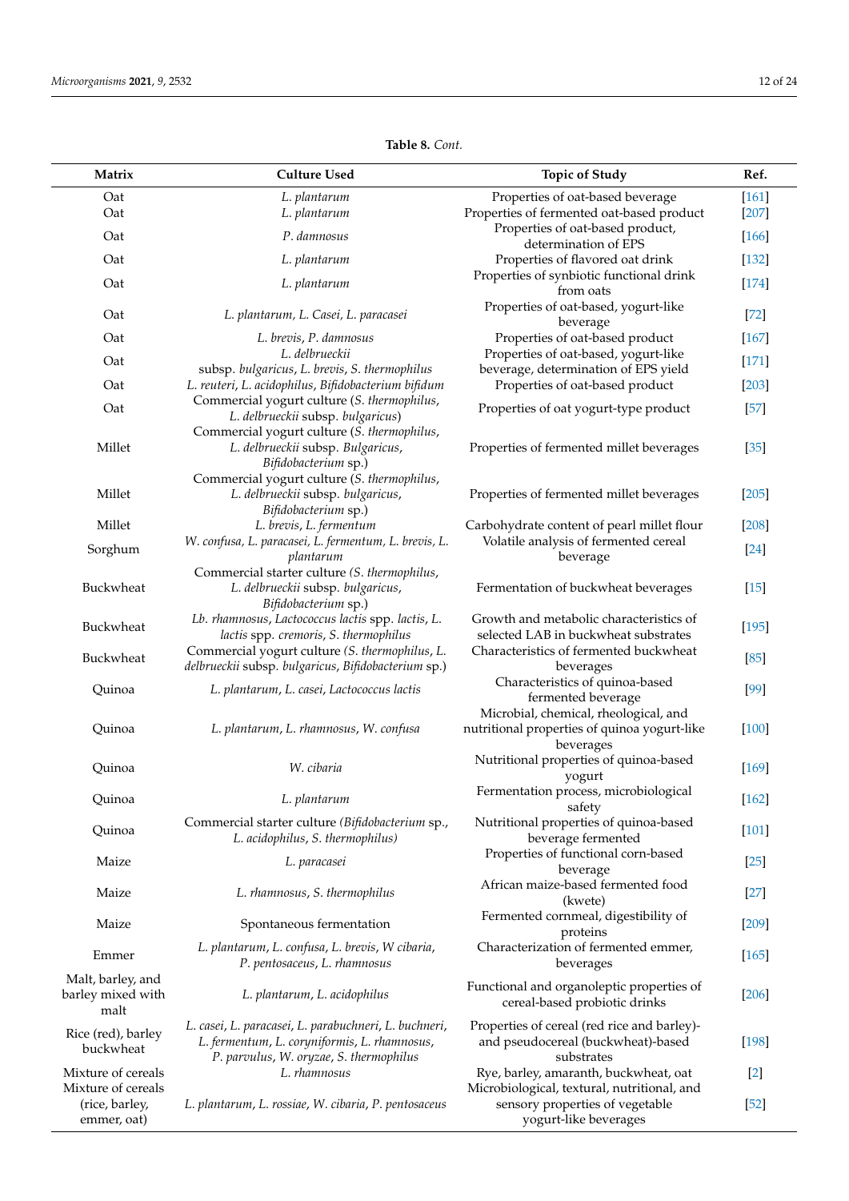**Table 8.** *Cont.*

| Matrix | Culture Used | Topic of Study | Ref. |
|---|---|---|---|
| Oat | *L. plantarum* | Properties of oat-based beverage | [161] |
| Oat | *L. plantarum* | Properties of fermented oat-based product | [207] |
| Oat | *P. damnosus* | Properties of oat-based product, determination of EPS | [166] |
| Oat | *L. plantarum* | Properties of flavored oat drink | [132] |
| Oat | *L. plantarum* | Properties of synbiotic functional drink from oats | [174] |
| Oat | *L. plantarum*, *L. Casei*, *L. paracasei* | Properties of oat-based, yogurt-like beverage | [72] |
| Oat | *L. brevis*, *P. damnosus* | Properties of oat-based product | [167] |
| Oat | *L. delbrueckii* subsp. *bulgaricus*, *L. brevis*, *S. thermophilus* | Properties of oat-based, yogurt-like beverage, determination of EPS yield | [171] |
| Oat | *L. reuteri*, *L. acidophilus*, *Bifidobacterium bifidum* | Properties of oat-based product | [203] |
| Oat | Commercial yogurt culture (*S. thermophilus*, *L. delbrueckii* subsp. *bulgaricus*) | Properties of oat yogurt-type product | [57] |
| Millet | Commercial yogurt culture (*S. thermophilus*, *L. delbrueckii* subsp. *Bulgaricus*, *Bifidobacterium* sp.) | Properties of fermented millet beverages | [35] |
| Millet | Commercial yogurt culture (*S. thermophilus*, *L. delbrueckii* subsp. *bulgaricus*, *Bifidobacterium* sp.) | Properties of fermented millet beverages | [205] |
| Millet | *L. brevis*, *L. fermentum* | Carbohydrate content of pearl millet flour | [208] |
| Sorghum | *W. confusa*, *L. paracasei*, *L. fermentum*, *L. brevis*, *L. plantarum* | Volatile analysis of fermented cereal beverage | [24] |
| Buckwheat | Commercial starter culture (*S. thermophilus*, *L. delbrueckii* subsp. *bulgaricus*, *Bifidobacterium* sp.) | Fermentation of buckwheat beverages | [15] |
| Buckwheat | *Lb. rhamnosus*, *Lactococcus lactis* spp. *lactis*, *L. lactis* spp. *cremoris*, *S. thermophilus* | Growth and metabolic characteristics of selected LAB in buckwheat substrates | [195] |
| Buckwheat | Commercial yogurt culture (*S. thermophilus*, *L. delbrueckii* subsp. *bulgaricus*, *Bifidobacterium* sp.) | Characteristics of fermented buckwheat beverages | [85] |
| Quinoa | *L. plantarum*, *L. casei*, *Lactococcus lactis* | Characteristics of quinoa-based fermented beverage | [99] |
| Quinoa | *L. plantarum*, *L. rhamnosus*, *W. confusa* | Microbial, chemical, rheological, and nutritional properties of quinoa yogurt-like beverages | [100] |
| Quinoa | *W. cibaria* | Nutritional properties of quinoa-based yogurt | [169] |
| Quinoa | *L. plantarum* | Fermentation process, microbiological safety | [162] |
| Quinoa | Commercial starter culture (*Bifidobacterium* sp., *L. acidophilus*, *S. thermophilus*) | Nutritional properties of quinoa-based beverage fermented | [101] |
| Maize | *L. paracasei* | Properties of functional corn-based beverage | [25] |
| Maize | *L. rhamnosus*, *S. thermophilus* | African maize-based fermented food (kwete) | [27] |
| Maize | Spontaneous fermentation | Fermented cornmeal, digestibility of proteins | [209] |
| Emmer | *L. plantarum*, *L. confusa*, *L. brevis*, *W cibaria*, *P. pentosaceus*, *L. rhamnosus* | Characterization of fermented emmer, beverages | [165] |
| Malt, barley, and barley mixed with malt | *L. plantarum*, *L. acidophilus* | Functional and organoleptic properties of cereal-based probiotic drinks | [206] |
| Rice (red), barley buckwheat | *L. casei*, *L. paracasei*, *L. parabuchneri*, *L. buchneri*, *L. fermentum*, *L. coryniformis*, *L. rhamnosus*, *P. parvulus*, *W. oryzae*, *S. thermophilus* | Properties of cereal (red rice and barley)- and pseudocereal (buckwheat)-based substrates | [198] |
| Mixture of cereals | *L. rhamnosus* | Rye, barley, amaranth, buckwheat, oat | [2] |
| Mixture of cereals (rice, barley, emmer, oat) | *L. plantarum*, *L. rossiae*, *W. cibaria*, *P. pentosaceus* | Microbiological, textural, nutritional, and sensory properties of vegetable yogurt-like beverages | [52] |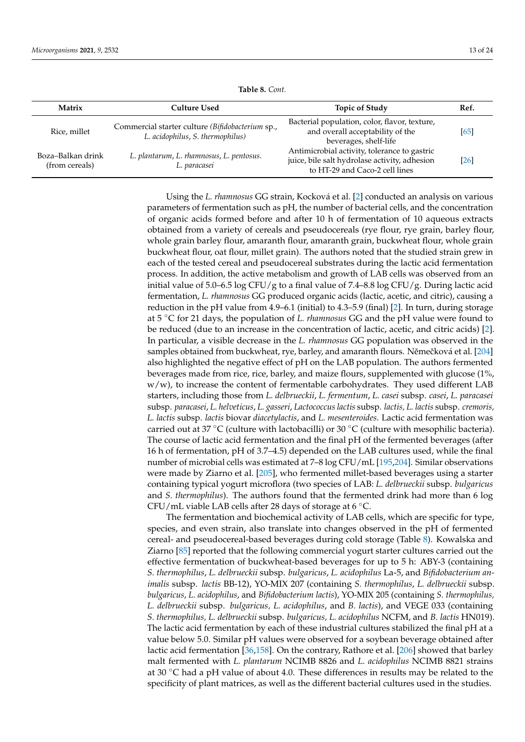**Table 8.** *Cont.*

| Matrix | Culture Used | Topic of Study | Ref. |
|---|---|---|---|
| Rice, millet | Commercial starter culture (*Bifidobacterium* sp., *L. acidophilus*, *S. thermophilus)* | Bacterial population, color, flavor, texture, and overall acceptability of the beverages, shelf-life | [65] |
| Boza–Balkan drink (from cereals) | *L. plantarum*, *L. rhamnosus*, *L. pentosus*. *L. paracasei* | Antimicrobial activity, tolerance to gastric juice, bile salt hydrolase activity, adhesion to HT-29 and Caco-2 cell lines | [26] |

Using the *L. rhamnosus* GG strain, Kocková et al. [2] conducted an analysis on various parameters of fermentation such as pH, the number of bacterial cells, and the concentration of organic acids formed before and after 10 h of fermentation of 10 aqueous extracts obtained from a variety of cereals and pseudocereals (rye flour, rye grain, barley flour, whole grain barley flour, amaranth flour, amaranth grain, buckwheat flour, whole grain buckwheat flour, oat flour, millet grain). The authors noted that the studied strain grew in each of the tested cereal and pseudocereal substrates during the lactic acid fermentation process. In addition, the active metabolism and growth of LAB cells was observed from an initial value of 5.0–6.5 log CFU/g to a final value of 7.4–8.8 log CFU/g. During lactic acid fermentation, *L. rhamnosus* GG produced organic acids (lactic, acetic, and citric), causing a reduction in the pH value from 4.9–6.1 (initial) to 4.3–5.9 (final) [2]. In turn, during storage at 5 °C for 21 days, the population of *L. rhamnosus* GG and the pH value were found to be reduced (due to an increase in the concentration of lactic, acetic, and citric acids) [2]. In particular, a visible decrease in the *L. rhamnosus* GG population was observed in the samples obtained from buckwheat, rye, barley, and amaranth flours. Němečková et al. [204] also highlighted the negative effect of pH on the LAB population. The authors fermented beverages made from rice, rice, barley, and maize flours, supplemented with glucose (1%, w/w), to increase the content of fermentable carbohydrates. They used different LAB starters, including those from *L. delbrueckii*, *L. fermentum*, *L. casei* subsp. *casei*, *L. paracasei* subsp. *paracasei*, *L. helveticus*, *L. gasseri*, *Lactococcus lactis* subsp. *lactis, L. lactis* subsp. *cremoris, L. lactis* subsp. *lactis* biovar *diacetylactis*, and *L. mesenteroides*. Lactic acid fermentation was carried out at 37 °C (culture with lactobacilli) or 30 °C (culture with mesophilic bacteria). The course of lactic acid fermentation and the final pH of the fermented beverages (after 16 h of fermentation, pH of 3.7–4.5) depended on the LAB cultures used, while the final number of microbial cells was estimated at 7–8 log CFU/mL [195,204]. Similar observations were made by Ziarno et al. [205], who fermented millet-based beverages using a starter containing typical yogurt microflora (two species of LAB: *L. delbrueckii* subsp. *bulgaricus* and *S. thermophilus*). The authors found that the fermented drink had more than 6 log CFU/mL viable LAB cells after 28 days of storage at 6 °C.

The fermentation and biochemical activity of LAB cells, which are specific for type, species, and even strain, also translate into changes observed in the pH of fermented cereal- and pseudocereal-based beverages during cold storage (Table 8). Kowalska and Ziarno [85] reported that the following commercial yogurt starter cultures carried out the effective fermentation of buckwheat-based beverages for up to 5 h: ABY-3 (containing *S. thermophilus*, *L. delbrueckii* subsp. *bulgaricus*, *L. acidophilus* La-5, and *Bifidobacterium animalis* subsp. *lactis* BB-12), YO-MIX 207 (containing *S. thermophilus*, *L. delbrueckii* subsp. *bulgaricus*, *L. acidophilus*, and *Bifidobacterium lactis*), YO-MIX 205 (containing *S. thermophilus, L. delbrueckii* subsp. *bulgaricus, L. acidophilus*, and *B. lactis*), and VEGE 033 (containing *S. thermophilus, L. delbrueckii* subsp. *bulgaricus, L. acidophilus* NCFM, and *B. lactis* HN019). The lactic acid fermentation by each of these industrial cultures stabilized the final pH at a value below 5.0. Similar pH values were observed for a soybean beverage obtained after lactic acid fermentation [36,158]. On the contrary, Rathore et al. [206] showed that barley malt fermented with *L. plantarum* NCIMB 8826 and *L. acidophilus* NCIMB 8821 strains at 30 °C had a pH value of about 4.0. These differences in results may be related to the specificity of plant matrices, as well as the different bacterial cultures used in the studies.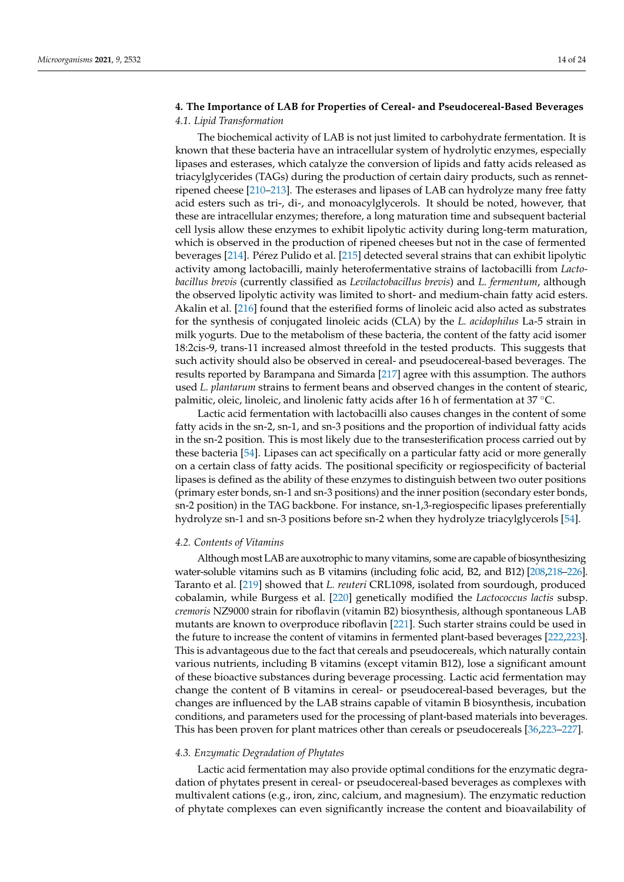## 4. The Importance of LAB for Properties of Cereal- and Pseudocereal-Based Beverages

### 4.1. Lipid Transformation

The biochemical activity of LAB is not just limited to carbohydrate fermentation. It is known that these bacteria have an intracellular system of hydrolytic enzymes, especially lipases and esterases, which catalyze the conversion of lipids and fatty acids released as triacylglycerides (TAGs) during the production of certain dairy products, such as rennet-ripened cheese [210–213]. The esterases and lipases of LAB can hydrolyze many free fatty acid esters such as tri-, di-, and monoacylglycerols. It should be noted, however, that these are intracellular enzymes; therefore, a long maturation time and subsequent bacterial cell lysis allow these enzymes to exhibit lipolytic activity during long-term maturation, which is observed in the production of ripened cheeses but not in the case of fermented beverages [214]. Pérez Pulido et al. [215] detected several strains that can exhibit lipolytic activity among lactobacilli, mainly heterofermentative strains of lactobacilli from *Lactobacillus brevis* (currently classified as *Levilactobacillus brevis*) and *L. fermentum*, although the observed lipolytic activity was limited to short- and medium-chain fatty acid esters. Akalin et al. [216] found that the esterified forms of linoleic acid also acted as substrates for the synthesis of conjugated linoleic acids (CLA) by the *L. acidophilus* La-5 strain in milk yogurts. Due to the metabolism of these bacteria, the content of the fatty acid isomer 18:2cis-9, trans-11 increased almost threefold in the tested products. This suggests that such activity should also be observed in cereal- and pseudocereal-based beverages. The results reported by Barampana and Simarda [217] agree with this assumption. The authors used *L. plantarum* strains to ferment beans and observed changes in the content of stearic, palmitic, oleic, linoleic, and linolenic fatty acids after 16 h of fermentation at 37 °C.

Lactic acid fermentation with lactobacilli also causes changes in the content of some fatty acids in the sn-2, sn-1, and sn-3 positions and the proportion of individual fatty acids in the sn-2 position. This is most likely due to the transesterification process carried out by these bacteria [54]. Lipases can act specifically on a particular fatty acid or more generally on a certain class of fatty acids. The positional specificity or regiospecificity of bacterial lipases is defined as the ability of these enzymes to distinguish between two outer positions (primary ester bonds, sn-1 and sn-3 positions) and the inner position (secondary ester bonds, sn-2 position) in the TAG backbone. For instance, sn-1,3-regiospecific lipases preferentially hydrolyze sn-1 and sn-3 positions before sn-2 when they hydrolyze triacylglycerols [54].

### 4.2. Contents of Vitamins

Although most LAB are auxotrophic to many vitamins, some are capable of biosynthesizing water-soluble vitamins such as B vitamins (including folic acid, B2, and B12) [208,218–226]. Taranto et al. [219] showed that *L. reuteri* CRL1098, isolated from sourdough, produced cobalamin, while Burgess et al. [220] genetically modified the *Lactococcus lactis* subsp. *cremoris* NZ9000 strain for riboflavin (vitamin B2) biosynthesis, although spontaneous LAB mutants are known to overproduce riboflavin [221]. Such starter strains could be used in the future to increase the content of vitamins in fermented plant-based beverages [222,223]. This is advantageous due to the fact that cereals and pseudocereals, which naturally contain various nutrients, including B vitamins (except vitamin B12), lose a significant amount of these bioactive substances during beverage processing. Lactic acid fermentation may change the content of B vitamins in cereal- or pseudocereal-based beverages, but the changes are influenced by the LAB strains capable of vitamin B biosynthesis, incubation conditions, and parameters used for the processing of plant-based materials into beverages. This has been proven for plant matrices other than cereals or pseudocereals [36,223–227].

### 4.3. Enzymatic Degradation of Phytates

Lactic acid fermentation may also provide optimal conditions for the enzymatic degradation of phytates present in cereal- or pseudocereal-based beverages as complexes with multivalent cations (e.g., iron, zinc, calcium, and magnesium). The enzymatic reduction of phytate complexes can even significantly increase the content and bioavailability of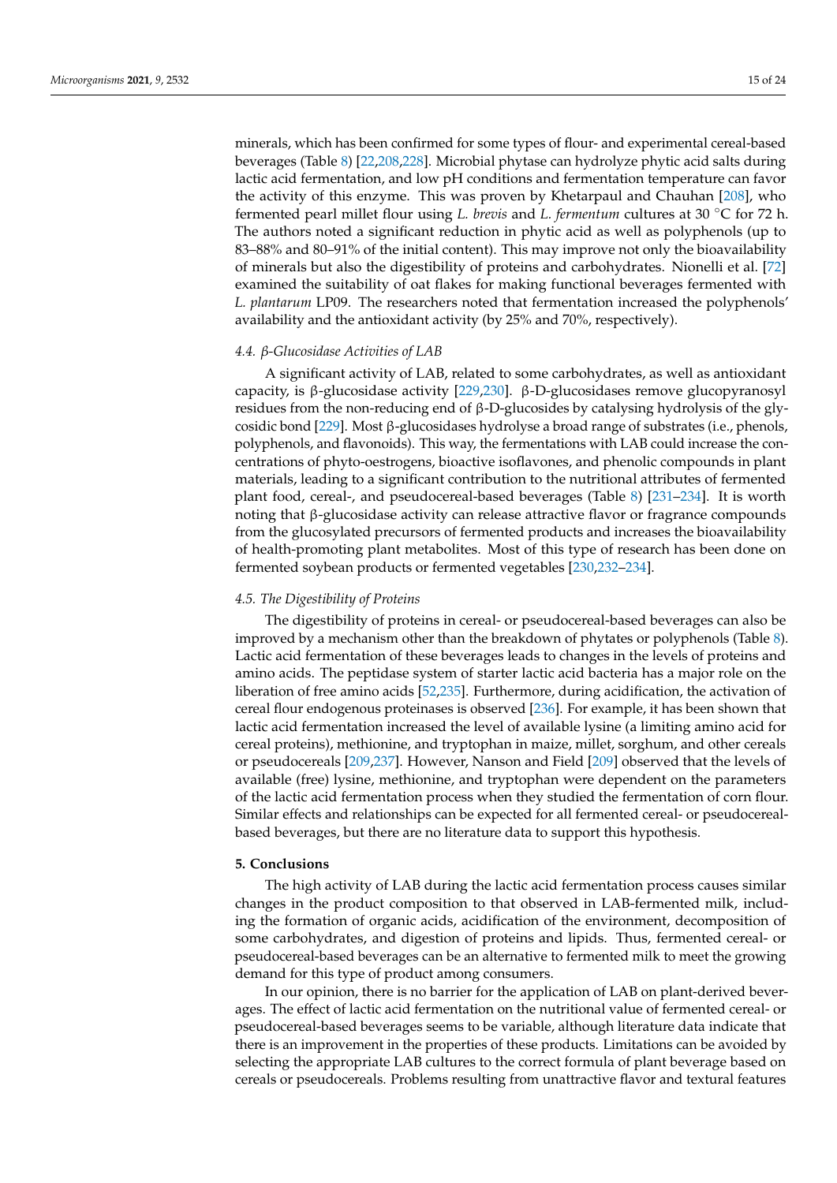minerals, which has been confirmed for some types of flour- and experimental cereal-based beverages (Table 8) [22,208,228]. Microbial phytase can hydrolyze phytic acid salts during lactic acid fermentation, and low pH conditions and fermentation temperature can favor the activity of this enzyme. This was proven by Khetarpaul and Chauhan [208], who fermented pearl millet flour using *L. brevis* and *L. fermentum* cultures at 30 °C for 72 h. The authors noted a significant reduction in phytic acid as well as polyphenols (up to 83–88% and 80–91% of the initial content). This may improve not only the bioavailability of minerals but also the digestibility of proteins and carbohydrates. Nionelli et al. [72] examined the suitability of oat flakes for making functional beverages fermented with *L. plantarum* LP09. The researchers noted that fermentation increased the polyphenols' availability and the antioxidant activity (by 25% and 70%, respectively).

### *4.4. β-Glucosidase Activities of LAB*

A significant activity of LAB, related to some carbohydrates, as well as antioxidant capacity, is β-glucosidase activity [229,230]. β-D-glucosidases remove glucopyranosyl residues from the non-reducing end of β-D-glucosides by catalysing hydrolysis of the glycosidic bond [229]. Most β-glucosidases hydrolyse a broad range of substrates (i.e., phenols, polyphenols, and flavonoids). This way, the fermentations with LAB could increase the concentrations of phyto-oestrogens, bioactive isoflavones, and phenolic compounds in plant materials, leading to a significant contribution to the nutritional attributes of fermented plant food, cereal-, and pseudocereal-based beverages (Table 8) [231–234]. It is worth noting that β-glucosidase activity can release attractive flavor or fragrance compounds from the glucosylated precursors of fermented products and increases the bioavailability of health-promoting plant metabolites. Most of this type of research has been done on fermented soybean products or fermented vegetables [230,232–234].

### *4.5. The Digestibility of Proteins*

The digestibility of proteins in cereal- or pseudocereal-based beverages can also be improved by a mechanism other than the breakdown of phytates or polyphenols (Table 8). Lactic acid fermentation of these beverages leads to changes in the levels of proteins and amino acids. The peptidase system of starter lactic acid bacteria has a major role on the liberation of free amino acids [52,235]. Furthermore, during acidification, the activation of cereal flour endogenous proteinases is observed [236]. For example, it has been shown that lactic acid fermentation increased the level of available lysine (a limiting amino acid for cereal proteins), methionine, and tryptophan in maize, millet, sorghum, and other cereals or pseudocereals [209,237]. However, Nanson and Field [209] observed that the levels of available (free) lysine, methionine, and tryptophan were dependent on the parameters of the lactic acid fermentation process when they studied the fermentation of corn flour. Similar effects and relationships can be expected for all fermented cereal- or pseudocereal-based beverages, but there are no literature data to support this hypothesis.

## 5. Conclusions

The high activity of LAB during the lactic acid fermentation process causes similar changes in the product composition to that observed in LAB-fermented milk, including the formation of organic acids, acidification of the environment, decomposition of some carbohydrates, and digestion of proteins and lipids. Thus, fermented cereal- or pseudocereal-based beverages can be an alternative to fermented milk to meet the growing demand for this type of product among consumers.

In our opinion, there is no barrier for the application of LAB on plant-derived beverages. The effect of lactic acid fermentation on the nutritional value of fermented cereal- or pseudocereal-based beverages seems to be variable, although literature data indicate that there is an improvement in the properties of these products. Limitations can be avoided by selecting the appropriate LAB cultures to the correct formula of plant beverage based on cereals or pseudocereals. Problems resulting from unattractive flavor and textural features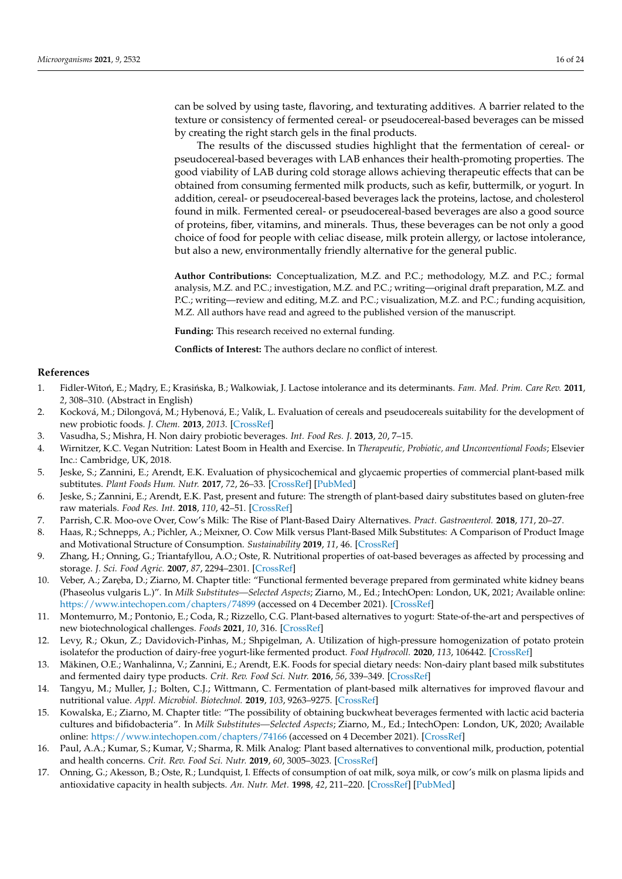can be solved by using taste, flavoring, and texturating additives. A barrier related to the texture or consistency of fermented cereal- or pseudocereal-based beverages can be missed by creating the right starch gels in the final products.

The results of the discussed studies highlight that the fermentation of cereal- or pseudocereal-based beverages with LAB enhances their health-promoting properties. The good viability of LAB during cold storage allows achieving therapeutic effects that can be obtained from consuming fermented milk products, such as kefir, buttermilk, or yogurt. In addition, cereal- or pseudocereal-based beverages lack the proteins, lactose, and cholesterol found in milk. Fermented cereal- or pseudocereal-based beverages are also a good source of proteins, fiber, vitamins, and minerals. Thus, these beverages can be not only a good choice of food for people with celiac disease, milk protein allergy, or lactose intolerance, but also a new, environmentally friendly alternative for the general public.

**Author Contributions:** Conceptualization, M.Z. and P.C.; methodology, M.Z. and P.C.; formal analysis, M.Z. and P.C.; investigation, M.Z. and P.C.; writing—original draft preparation, M.Z. and P.C.; writing—review and editing, M.Z. and P.C.; visualization, M.Z. and P.C.; funding acquisition, M.Z. All authors have read and agreed to the published version of the manuscript.

**Funding:** This research received no external funding.

**Conflicts of Interest:** The authors declare no conflict of interest.

## References

1. Fidler-Witoń, E.; Mądry, E.; Krasińska, B.; Walkowiak, J. Lactose intolerance and its determinants. *Fam. Med. Prim. Care Rev.* **2011**, *2*, 308–310. (Abstract in English)
2. Kocková, M.; Dilongová, M.; Hybenová, E.; Valík, L. Evaluation of cereals and pseudocereals suitability for the development of new probiotic foods. *J. Chem.* **2013**, *2013*. [CrossRef]
3. Vasudha, S.; Mishra, H. Non dairy probiotic beverages. *Int. Food Res. J.* **2013**, *20*, 7–15.
4. Wirnitzer, K.C. Vegan Nutrition: Latest Boom in Health and Exercise. In *Therapeutic, Probiotic, and Unconventional Foods*; Elsevier Inc.: Cambridge, UK, 2018.
5. Jeske, S.; Zannini, E.; Arendt, E.K. Evaluation of physicochemical and glycaemic properties of commercial plant-based milk subtitutes. *Plant Foods Hum. Nutr.* **2017**, *72*, 26–33. [CrossRef] [PubMed]
6. Jeske, S.; Zannini, E.; Arendt, E.K. Past, present and future: The strength of plant-based dairy substitutes based on gluten-free raw materials. *Food Res. Int.* **2018**, *110*, 42–51. [CrossRef]
7. Parrish, C.R. Moo-ove Over, Cow's Milk: The Rise of Plant-Based Dairy Alternatives. *Pract. Gastroenterol.* **2018**, *171*, 20–27.
8. Haas, R.; Schnepps, A.; Pichler, A.; Meixner, O. Cow Milk versus Plant-Based Milk Substitutes: A Comparison of Product Image and Motivational Structure of Consumption. *Sustainability* **2019**, *11*, 46. [CrossRef]
9. Zhang, H.; Onning, G.; Triantafyllou, A.O.; Oste, R. Nutritional properties of oat-based beverages as affected by processing and storage. *J. Sci. Food Agric.* **2007**, *87*, 2294–2301. [CrossRef]
10. Veber, A.; Zaręba, D.; Ziarno, M. Chapter title: "Functional fermented beverage prepared from germinated white kidney beans (Phaseolus vulgaris L.)". In *Milk Substitutes—Selected Aspects*; Ziarno, M., Ed.; IntechOpen: London, UK, 2021; Available online: https://www.intechopen.com/chapters/74899 (accessed on 4 December 2021). [CrossRef]
11. Montemurro, M.; Pontonio, E.; Coda, R.; Rizzello, C.G. Plant-based alternatives to yogurt: State-of-the-art and perspectives of new biotechnological challenges. *Foods* **2021**, *10*, 316. [CrossRef]
12. Levy, R.; Okun, Z.; Davidovich-Pinhas, M.; Shpigelman, A. Utilization of high-pressure homogenization of potato protein isolatefor the production of dairy-free yogurt-like fermented product. *Food Hydrocoll.* **2020**, *113*, 106442. [CrossRef]
13. Mäkinen, O.E.; Wanhalinna, V.; Zannini, E.; Arendt, E.K. Foods for special dietary needs: Non-dairy plant based milk substitutes and fermented dairy type products. *Crit. Rev. Food Sci. Nutr.* **2016**, *56*, 339–349. [CrossRef]
14. Tangyu, M.; Muller, J.; Bolten, C.J.; Wittmann, C. Fermentation of plant-based milk alternatives for improved flavour and nutritional value. *Appl. Microbiol. Biotechnol.* **2019**, *103*, 9263–9275. [CrossRef]
15. Kowalska, E.; Ziarno, M. Chapter title: "The possibility of obtaining buckwheat beverages fermented with lactic acid bacteria cultures and bifidobacteria". In *Milk Substitutes—Selected Aspects*; Ziarno, M., Ed.; IntechOpen: London, UK, 2020; Available online: https://www.intechopen.com/chapters/74166 (accessed on 4 December 2021). [CrossRef]
16. Paul, A.A.; Kumar, S.; Kumar, V.; Sharma, R. Milk Analog: Plant based alternatives to conventional milk, production, potential and health concerns. *Crit. Rev. Food Sci. Nutr.* **2019**, *60*, 3005–3023. [CrossRef]
17. Onning, G.; Akesson, B.; Oste, R.; Lundquist, I. Effects of consumption of oat milk, soya milk, or cow's milk on plasma lipids and antioxidative capacity in health subjects. *An. Nutr. Met.* **1998**, *42*, 211–220. [CrossRef] [PubMed]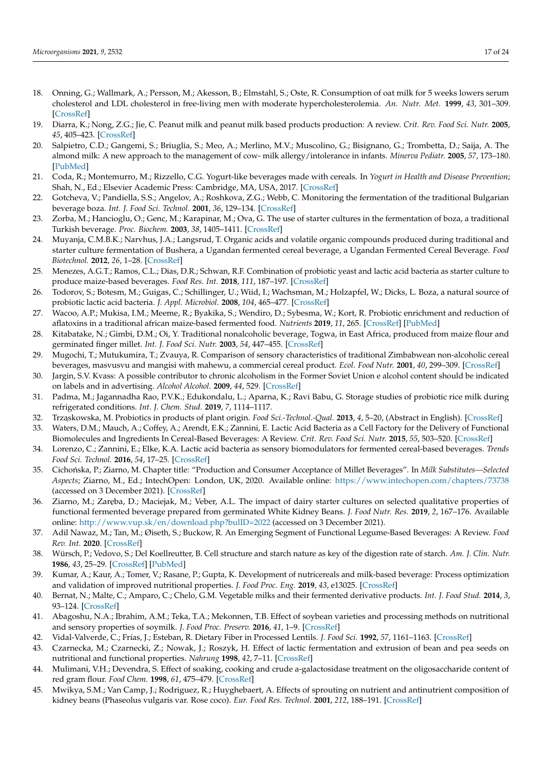18. Onning, G.; Wallmark, A.; Persson, M.; Akesson, B.; Elmstahl, S.; Oste, R. Consumption of oat milk for 5 weeks lowers serum cholesterol and LDL cholesterol in free-living men with moderate hypercholesterolemia. *An. Nutr. Met.* **1999**, *43*, 301–309. [CrossRef]
19. Diarra, K.; Nong, Z.G.; Jie, C. Peanut milk and peanut milk based products production: A review. *Crit. Rev. Food Sci. Nutr.* **2005**, *45*, 405–423. [CrossRef]
20. Salpietro, C.D.; Gangemi, S.; Briuglia, S.; Meo, A.; Merlino, M.V.; Muscolino, G.; Bisignano, G.; Trombetta, D.; Saija, A. The almond milk: A new approach to the management of cow- milk allergy/intolerance in infants. *Minerva Pediatr.* **2005**, *57*, 173–180. [PubMed]
21. Coda, R.; Montemurro, M.; Rizzello, C.G. Yogurt-like beverages made with cereals. In *Yogurt in Health and Disease Prevention*; Shah, N., Ed.; Elsevier Academic Press: Cambridge, MA, USA, 2017. [CrossRef]
22. Gotcheva, V.; Pandiella, S.S.; Angelov, A.; Roshkova, Z.G.; Webb, C. Monitoring the fermentation of the traditional Bulgarian beverage boza. *Int. J. Food Sci. Technol.* **2001**, *36*, 129–134. [CrossRef]
23. Zorba, M.; Hancioglu, O.; Genc, M.; Karapinar, M.; Ova, G. The use of starter cultures in the fermentation of boza, a traditional Turkish beverage. *Proc. Biochem.* **2003**, *38*, 1405–1411. [CrossRef]
24. Muyanja, C.M.B.K.; Narvhus, J.A.; Langsrud, T. Organic acids and volatile organic compounds produced during traditional and starter culture fermentation of Bushera, a Ugandan fermented cereal beverage, a Ugandan Fermented Cereal Beverage. *Food Biotechnol.* **2012**, *26*, 1–28. [CrossRef]
25. Menezes, A.G.T.; Ramos, C.L.; Dias, D.R.; Schwan, R.F. Combination of probiotic yeast and lactic acid bacteria as starter culture to produce maize-based beverages. *Food Res. Int.* **2018**, *111*, 187–197. [CrossRef]
26. Todorov, S.; Botesm, M.; Guigas, C.; Schillinger, U.; Wiid, I.; Wachsman, M.; Holzapfel, W.; Dicks, L. Boza, a natural source of probiotic lactic acid bacteria. *J. Appl. Microbiol.* **2008**, *104*, 465–477. [CrossRef]
27. Wacoo, A.P.; Mukisa, I.M.; Meeme, R.; Byakika, S.; Wendiro, D.; Sybesma, W.; Kort, R. Probiotic enrichment and reduction of aflatoxins in a traditional african maize-based fermented food. *Nutrients* **2019**, *11*, 265. [CrossRef] [PubMed]
28. Kitabatake, N.; Gimbi, D.M.; Oi, Y. Traditional nonalcoholic beverage, Togwa, in East Africa, produced from maize flour and germinated finger millet. *Int. J. Food Sci. Nutr.* **2003**, *54*, 447–455. [CrossRef]
29. Mugochi, T.; Mutukumira, T.; Zvauya, R. Comparison of sensory characteristics of traditional Zimbabwean non-alcoholic cereal beverages, masvusvu and mangisi with mahewu, a commercial cereal product. *Ecol. Food Nutr.* **2001**, *40*, 299–309. [CrossRef]
30. Jargin, S.V. Kvass: A possible contributor to chronic alcoholism in the Former Soviet Union e alcohol content should be indicated on labels and in advertising. *Alcohol Alcohol.* **2009**, *44*, 529. [CrossRef]
31. Padma, M.; Jagannadha Rao, P.V.K.; Edukondalu, L.; Aparna, K.; Ravi Babu, G. Storage studies of probiotic rice milk during refrigerated conditions. *Int. J. Chem. Stud.* **2019**, *7*, 1114–1117.
32. Trząskowska, M. Probiotics in products of plant origin. *Food Sci.-Technol.-Qual.* **2013**, *4*, 5–20, (Abstract in English). [CrossRef]
33. Waters, D.M.; Mauch, A.; Coffey, A.; Arendt, E.K.; Zannini, E. Lactic Acid Bacteria as a Cell Factory for the Delivery of Functional Biomolecules and Ingredients In Cereal-Based Beverages: A Review. *Crit. Rev. Food Sci. Nutr.* **2015**, *55*, 503–520. [CrossRef]
34. Lorenzo, C.; Zannini, E.; Elke, K.A. Lactic acid bacteria as sensory biomodulators for fermented cereal-based beverages. *Trends Food Sci. Technol.* **2016**, *54*, 17–25. [CrossRef]
35. Cichońska, P.; Ziarno, M. Chapter title: "Production and Consumer Acceptance of Millet Beverages". In *Milk Substitutes—Selected Aspects*; Ziarno, M., Ed.; IntechOpen: London, UK, 2020. Available online: https://www.intechopen.com/chapters/73738 (accessed on 3 December 2021). [CrossRef]
36. Ziarno, M.; Zaręba, D.; Maciejak, M.; Veber, A.L. The impact of dairy starter cultures on selected qualitative properties of functional fermented beverage prepared from germinated White Kidney Beans. *J. Food Nutr. Res.* **2019**, *2*, 167–176. Available online: http://www.vup.sk/en/download.php?bulID=2022 (accessed on 3 December 2021).
37. Adil Nawaz, M.; Tan, M.; Øiseth, S.; Buckow, R. An Emerging Segment of Functional Legume-Based Beverages: A Review. *Food Rev. Int.* **2020**. [CrossRef]
38. Würsch, P.; Vedovo, S.; Del Koellreutter, B. Cell structure and starch nature as key of the digestion rate of starch. *Am. J. Clin. Nutr.* **1986**, *43*, 25–29. [CrossRef] [PubMed]
39. Kumar, A.; Kaur, A.; Tomer, V.; Rasane, P.; Gupta, K. Development of nutricereals and milk-based beverage: Process optimization and validation of improved nutritional properties. *J. Food Proc. Eng.* **2019**, *43*, e13025. [CrossRef]
40. Bernat, N.; Malte, C.; Amparo, C.; Chelo, G.M. Vegetable milks and their fermented derivative products. *Int. J. Food Stud.* **2014**, *3*, 93–124. [CrossRef]
41. Abagoshu, N.A.; Ibrahim, A.M.; Teka, T.A.; Mekonnen, T.B. Effect of soybean varieties and processing methods on nutritional and sensory properties of soymilk. *J. Food Proc. Preserv.* **2016**, *41*, 1–9. [CrossRef]
42. Vidal-Valverde, C.; Frías, J.; Esteban, R. Dietary Fiber in Processed Lentils. *J. Food Sci.* **1992**, *57*, 1161–1163. [CrossRef]
43. Czarnecka, M.; Czarnecki, Z.; Nowak, J.; Roszyk, H. Effect of lactic fermentation and extrusion of bean and pea seeds on nutritional and functional properties. *Nahrung* **1998**, *42*, 7–11. [CrossRef]
44. Mulimani, V.H.; Devendra, S. Effect of soaking, cooking and crude a-galactosidase treatment on the oligosaccharide content of red gram flour. *Food Chem.* **1998**, *61*, 475–479. [CrossRef]
45. Mwikya, S.M.; Van Camp, J.; Rodriguez, R.; Huyghebaert, A. Effects of sprouting on nutrient and antinutrient composition of kidney beans (Phaseolus vulgaris var. Rose coco). *Eur. Food Res. Technol.* **2001**, *212*, 188–191. [CrossRef]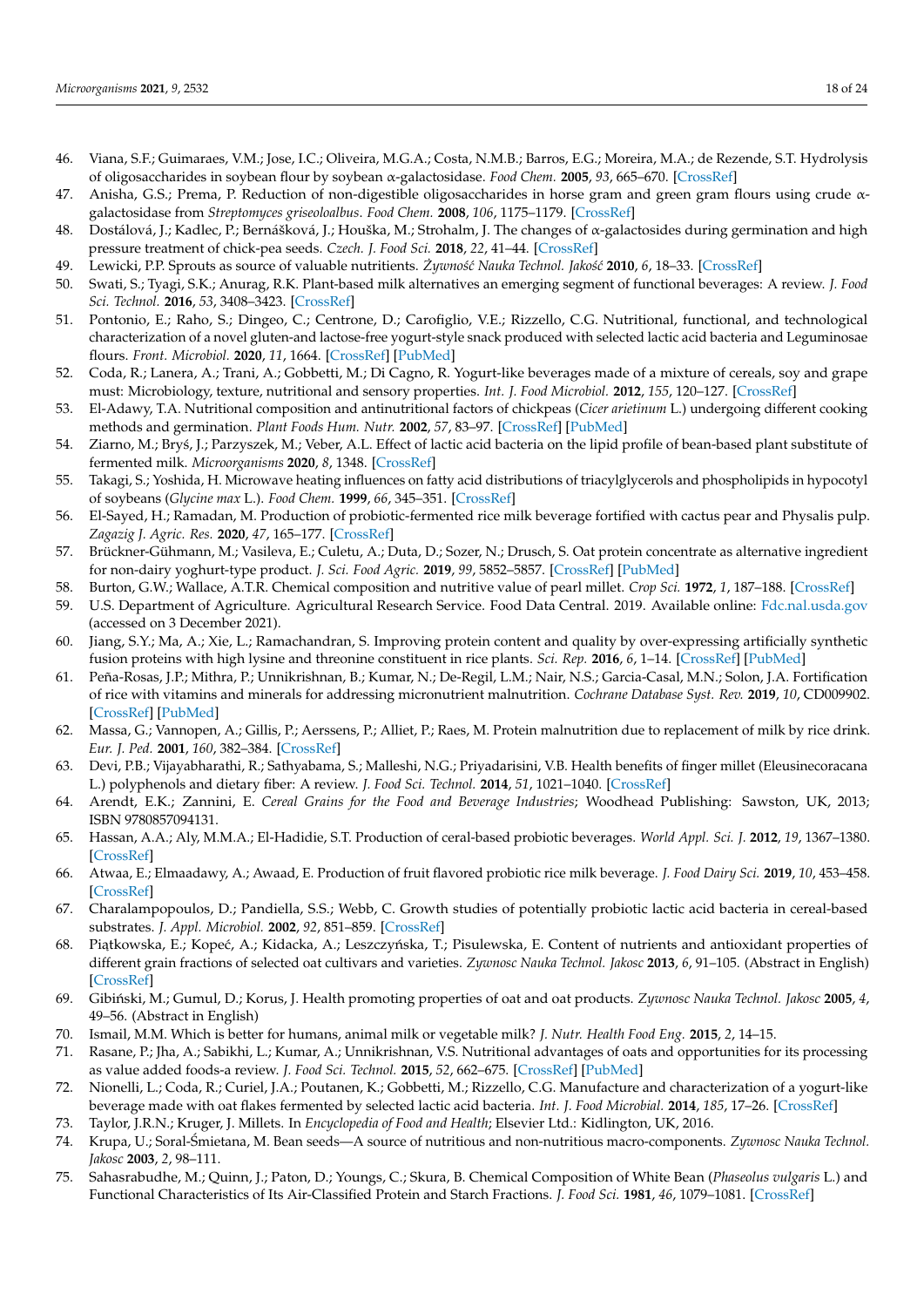46. Viana, S.F.; Guimaraes, V.M.; Jose, I.C.; Oliveira, M.G.A.; Costa, N.M.B.; Barros, E.G.; Moreira, M.A.; de Rezende, S.T. Hydrolysis of oligosaccharides in soybean flour by soybean α-galactosidase. *Food Chem.* **2005**, *93*, 665–670. [CrossRef]
47. Anisha, G.S.; Prema, P. Reduction of non-digestible oligosaccharides in horse gram and green gram flours using crude α-galactosidase from *Streptomyces griseoloalbus*. *Food Chem.* **2008**, *106*, 1175–1179. [CrossRef]
48. Dostálová, J.; Kadlec, P.; Bernášková, J.; Houška, M.; Strohalm, J. The changes of α-galactosides during germination and high pressure treatment of chick-pea seeds. *Czech. J. Food Sci.* **2018**, *22*, 41–44. [CrossRef]
49. Lewicki, P.P. Sprouts as source of valuable nutrients. *Żywność Nauka Technol. Jakość* **2010**, *6*, 18–33. [CrossRef]
50. Swati, S.; Tyagi, S.K.; Anurag, R.K. Plant-based milk alternatives an emerging segment of functional beverages: A review. *J. Food Sci. Technol.* **2016**, *53*, 3408–3423. [CrossRef]
51. Pontonio, E.; Raho, S.; Dingeo, C.; Centrone, D.; Carofiglio, V.E.; Rizzello, C.G. Nutritional, functional, and technological characterization of a novel gluten-and lactose-free yogurt-style snack produced with selected lactic acid bacteria and Leguminosae flours. *Front. Microbiol.* **2020**, *11*, 1664. [CrossRef] [PubMed]
52. Coda, R.; Lanera, A.; Trani, A.; Gobbetti, M.; Di Cagno, R. Yogurt-like beverages made of a mixture of cereals, soy and grape must: Microbiology, texture, nutritional and sensory properties. *Int. J. Food Microbiol.* **2012**, *155*, 120–127. [CrossRef]
53. El-Adawy, T.A. Nutritional composition and antinutritional factors of chickpeas (*Cicer arietinum* L.) undergoing different cooking methods and germination. *Plant Foods Hum. Nutr.* **2002**, *57*, 83–97. [CrossRef] [PubMed]
54. Ziarno, M.; Bryś, J.; Parzyszek, M.; Veber, A.L. Effect of lactic acid bacteria on the lipid profile of bean-based plant substitute of fermented milk. *Microorganisms* **2020**, *8*, 1348. [CrossRef]
55. Takagi, S.; Yoshida, H. Microwave heating influences on fatty acid distributions of triacylglycerols and phospholipids in hypocotyl of soybeans (*Glycine max* L.). *Food Chem.* **1999**, *66*, 345–351. [CrossRef]
56. El-Sayed, H.; Ramadan, M. Production of probiotic-fermented rice milk beverage fortified with cactus pear and Physalis pulp. *Zagazig J. Agric. Res.* **2020**, *47*, 165–177. [CrossRef]
57. Brückner-Gühmann, M.; Vasileva, E.; Culetu, A.; Duta, D.; Sozer, N.; Drusch, S. Oat protein concentrate as alternative ingredient for non-dairy yoghurt-type product. *J. Sci. Food Agric.* **2019**, *99*, 5852–5857. [CrossRef] [PubMed]
58. Burton, G.W.; Wallace, A.T.R. Chemical composition and nutritive value of pearl millet. *Crop Sci.* **1972**, *1*, 187–188. [CrossRef]
59. U.S. Department of Agriculture. Agricultural Research Service. Food Data Central. 2019. Available online: Fdc.nal.usda.gov (accessed on 3 December 2021).
60. Jiang, S.Y.; Ma, A.; Xie, L.; Ramachandran, S. Improving protein content and quality by over-expressing artificially synthetic fusion proteins with high lysine and threonine constituent in rice plants. *Sci. Rep.* **2016**, *6*, 1–14. [CrossRef] [PubMed]
61. Peña-Rosas, J.P.; Mithra, P.; Unnikrishnan, B.; Kumar, N.; De-Regil, L.M.; Nair, N.S.; Garcia-Casal, M.N.; Solon, J.A. Fortification of rice with vitamins and minerals for addressing micronutrient malnutrition. *Cochrane Database Syst. Rev.* **2019**, *10*, CD009902. [CrossRef] [PubMed]
62. Massa, G.; Vannopen, A.; Gillis, P.; Aerssens, P.; Alliet, P.; Raes, M. Protein malnutrition due to replacement of milk by rice drink. *Eur. J. Ped.* **2001**, *160*, 382–384. [CrossRef]
63. Devi, P.B.; Vijayabharathi, R.; Sathyabama, S.; Malleshi, N.G.; Priyadarisini, V.B. Health benefits of finger millet (Eleusinecoracana L.) polyphenols and dietary fiber: A review. *J. Food Sci. Technol.* **2014**, *51*, 1021–1040. [CrossRef]
64. Arendt, E.K.; Zannini, E. *Cereal Grains for the Food and Beverage Industries*; Woodhead Publishing: Sawston, UK, 2013; ISBN 9780857094131.
65. Hassan, A.A.; Aly, M.M.A.; El-Hadidie, S.T. Production of ceral-based probiotic beverages. *World Appl. Sci. J.* **2012**, *19*, 1367–1380. [CrossRef]
66. Atwaa, E.; Elmaadawy, A.; Awaad, E. Production of fruit flavored probiotic rice milk beverage. *J. Food Dairy Sci.* **2019**, *10*, 453–458. [CrossRef]
67. Charalampopoulos, D.; Pandiella, S.S.; Webb, C. Growth studies of potentially probiotic lactic acid bacteria in cereal-based substrates. *J. Appl. Microbiol.* **2002**, *92*, 851–859. [CrossRef]
68. Piątkowska, E.; Kopeć, A.; Kidacka, A.; Leszczyńska, T.; Pisulewska, E. Content of nutrients and antioxidant properties of different grain fractions of selected oat cultivars and varieties. *Zywnosc Nauka Technol. Jakosc* **2013**, *6*, 91–105. (Abstract in English) [CrossRef]
69. Gibiński, M.; Gumul, D.; Korus, J. Health promoting properties of oat and oat products. *Zywnosc Nauka Technol. Jakosc* **2005**, *4*, 49–56. (Abstract in English)
70. Ismail, M.M. Which is better for humans, animal milk or vegetable milk? *J. Nutr. Health Food Eng.* **2015**, *2*, 14–15.
71. Rasane, P.; Jha, A.; Sabikhi, L.; Kumar, A.; Unnikrishnan, V.S. Nutritional advantages of oats and opportunities for its processing as value added foods-a review. *J. Food Sci. Technol.* **2015**, *52*, 662–675. [CrossRef] [PubMed]
72. Nionelli, L.; Coda, R.; Curiel, J.A.; Poutanen, K.; Gobbetti, M.; Rizzello, C.G. Manufacture and characterization of a yogurt-like beverage made with oat flakes fermented by selected lactic acid bacteria. *Int. J. Food Microbiol.* **2014**, *185*, 17–26. [CrossRef]
73. Taylor, J.R.N.; Kruger, J. Millets. In *Encyclopedia of Food and Health*; Elsevier Ltd.: Kidlington, UK, 2016.
74. Krupa, U.; Soral-Śmietana, M. Bean seeds—A source of nutritious and non-nutritious macro-components. *Zywnosc Nauka Technol. Jakosc* **2003**, *2*, 98–111.
75. Sahasrabudhe, M.; Quinn, J.; Paton, D.; Youngs, C.; Skura, B. Chemical Composition of White Bean (*Phaseolus vulgaris* L.) and Functional Characteristics of Its Air-Classified Protein and Starch Fractions. *J. Food Sci.* **1981**, *46*, 1079–1081. [CrossRef]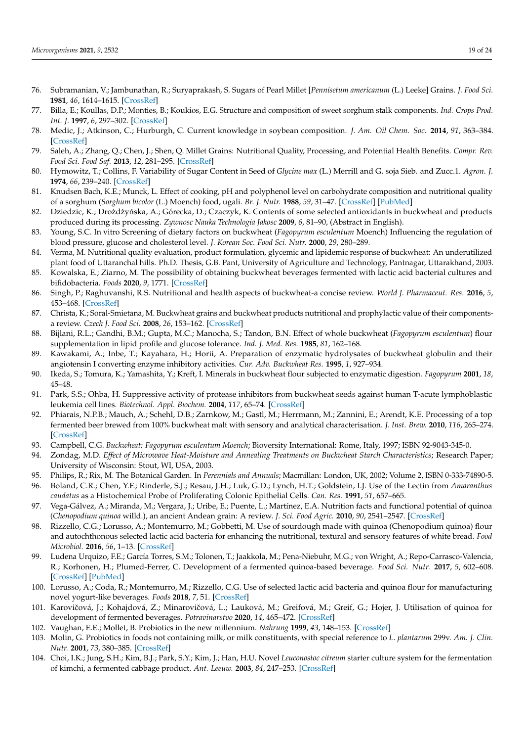76. Subramanian, V.; Jambunathan, R.; Suryaprakash, S. Sugars of Pearl Millet [*Pennisetum americanum* (L.) Leeke] Grains. *J. Food Sci.* **1981**, *46*, 1614–1615. [CrossRef]
77. Billa, E.; Koullas, D.P.; Monties, B.; Koukios, E.G. Structure and composition of sweet sorghum stalk components. *Ind. Crops Prod. Int. J.* **1997**, *6*, 297–302. [CrossRef]
78. Medic, J.; Atkinson, C.; Hurburgh, C. Current knowledge in soybean composition. *J. Am. Oil Chem. Soc.* **2014**, *91*, 363–384. [CrossRef]
79. Saleh, A.; Zhang, Q.; Chen, J.; Shen, Q. Millet Grains: Nutritional Quality, Processing, and Potential Health Benefits. *Compr. Rev. Food Sci. Food Saf.* **2013**, *12*, 281–295. [CrossRef]
80. Hymowitz, T.; Collins, F. Variability of Sugar Content in Seed of *Glycine max* (L.) Merrill and G. soja Sieb. and Zucc.1. *Agron. J.* **1974**, *66*, 239–240. [CrossRef]
81. Knudsen Bach, K.E.; Munck, L. Effect of cooking, pH and polyphenol level on carbohydrate composition and nutritional quality of a sorghum (*Sorghum bicolor* (L.) Moench) food, ugali. *Br. J. Nutr.* **1988**, *59*, 31–47. [CrossRef] [PubMed]
82. Dziedzic, K.; Drożdżyńska, A.; Górecka, D.; Czaczyk, K. Contents of some selected antioxidants in buckwheat and products produced during its processing. *Zywnosc Nauka Technologia Jakosc* **2009**, *6*, 81–90, (Abstract in English).
83. Young, S.C. In vitro Screening of dietary factors on buckwheat (*Fagopyrum esculentum* Moench) Influencing the regulation of blood pressure, glucose and cholesterol level. *J. Korean Soc. Food Sci. Nutr.* **2000**, *29*, 280–289.
84. Verma, M. Nutritional quality evaluation, product formulation, glycemic and lipidemic response of buckwheat: An underutilized plant food of Uttaranchal hills. Ph.D. Thesis, G.B. Pant, University of Agriculture and Technology, Pantnagar, Uttarakhand, 2003.
85. Kowalska, E.; Ziarno, M. The possibility of obtaining buckwheat beverages fermented with lactic acid bacterial cultures and bifidobacteria. *Foods* **2020**, *9*, 1771. [CrossRef]
86. Singh, P.; Raghuvanshi, R.S. Nutritional and health aspects of buckwheat-a concise review. *World J. Pharmaceut. Res.* **2016**, *5*, 453–468. [CrossRef]
87. Christa, K.; Soral-Smietana, M. Buckwheat grains and buckwheat products nutritional and prophylactic value of their components-a review. *Czech J. Food Sci.* **2008**, *26*, 153–162. [CrossRef]
88. Bijlani, R.L.; Gandhi, B.M.; Gupta, M.C.; Manocha, S.; Tandon, B.N. Effect of whole buckwheat (*Fagopyrum esculentum*) flour supplementation in lipid profile and glucose tolerance. *Ind. J. Med. Res.* **1985**, *81*, 162–168.
89. Kawakami, A.; Inbe, T.; Kayahara, H.; Horii, A. Preparation of enzymatic hydrolysates of buckwheat globulin and their angiotensin I converting enzyme inhibitory activities. *Cur. Adv. Buckwheat Res.* **1995**, *1*, 927–934.
90. Ikeda, S.; Tomura, K.; Yamashita, Y.; Kreft, I. Minerals in buckwheat flour subjected to enzymatic digestion. *Fagopyrum* **2001**, *18*, 45–48.
91. Park, S.S.; Ohba, H. Suppressive activity of protease inhibitors from buckwheat seeds against human T-acute lymphoblastic leukemia cell lines. *Biotechnol. Appl. Biochem.* **2004**, *117*, 65–74. [CrossRef]
92. Phiarais, N.P.B.; Mauch, A.; Schehl, D.B.; Zarnkow, M.; Gastl, M.; Herrmann, M.; Zannini, E.; Arendt, K.E. Processing of a top fermented beer brewed from 100% buckwheat malt with sensory and analytical characterisation. *J. Inst. Brew.* **2010**, *116*, 265–274. [CrossRef]
93. Campbell, C.G. *Buckwheat: Fagopyrum esculentum Moench*; Bioversity International: Rome, Italy, 1997; ISBN 92-9043-345-0.
94. Zondag, M.D. *Effect of Microwave Heat-Moisture and Annealing Treatments on Buckwheat Starch Characteristics*; Research Paper; University of Wisconsin: Stout, WI, USA, 2003.
95. Philips, R.; Rix, M. The Botanical Garden. In *Perennials and Annuals*; Macmillan: London, UK, 2002; Volume 2, ISBN 0-333-74890-5.
96. Boland, C.R.; Chen, Y.F.; Rinderle, S.J.; Resau, J.H.; Luk, G.D.; Lynch, H.T.; Goldstein, I.J. Use of the Lectin from *Amaranthus caudatus* as a Histochemical Probe of Proliferating Colonic Epithelial Cells. *Can. Res.* **1991**, *51*, 657–665.
97. Vega-Gálvez, A.; Miranda, M.; Vergara, J.; Uribe, E.; Puente, L.; Martínez, E.A. Nutrition facts and functional potential of quinoa (*Chenopodium quinoa* willd.), an ancient Andean grain: A review. *J. Sci. Food Agric.* **2010**, *90*, 2541–2547. [CrossRef]
98. Rizzello, C.G.; Lorusso, A.; Montemurro, M.; Gobbetti, M. Use of sourdough made with quinoa (Chenopodium quinoa) flour and autochthonous selected lactic acid bacteria for enhancing the nutritional, textural and sensory features of white bread. *Food Microbiol.* **2016**, *56*, 1–13. [CrossRef]
99. Ludena Urquizo, F.E.; García Torres, S.M.; Tolonen, T.; Jaakkola, M.; Pena-Niebuhr, M.G.; von Wright, A.; Repo-Carrasco-Valencia, R.; Korhonen, H.; Plumed-Ferrer, C. Development of a fermented quinoa-based beverage. *Food Sci. Nutr.* **2017**, *5*, 602–608. [CrossRef] [PubMed]
100. Lorusso, A.; Coda, R.; Montemurro, M.; Rizzello, C.G. Use of selected lactic acid bacteria and quinoa flour for manufacturing novel yogurt-like beverages. *Foods* **2018**, *7*, 51. [CrossRef]
101. Karovičová, J.; Kohajdová, Z.; Minarovičová, L.; Lauková, M.; Greifová, M.; Greif, G.; Hojer, J. Utilisation of quinoa for development of fermented beverages. *Potravinarstvo* **2020**, *14*, 465–472. [CrossRef]
102. Vaughan, E.E.; Mollet, B. Probiotics in the new millennium. *Nahrung* **1999**, *43*, 148–153. [CrossRef]
103. Molin, G. Probiotics in foods not containing milk, or milk constituents, with special reference to *L. plantarum* 299v. *Am. J. Clin. Nutr.* **2001**, *73*, 380–385. [CrossRef]
104. Choi, I.K.; Jung, S.H.; Kim, B.J.; Park, S.Y.; Kim, J.; Han, H.U. Novel *Leuconostoc citreum* starter culture system for the fermentation of kimchi, a fermented cabbage product. *Ant. Leeuw.* **2003**, *84*, 247–253. [CrossRef]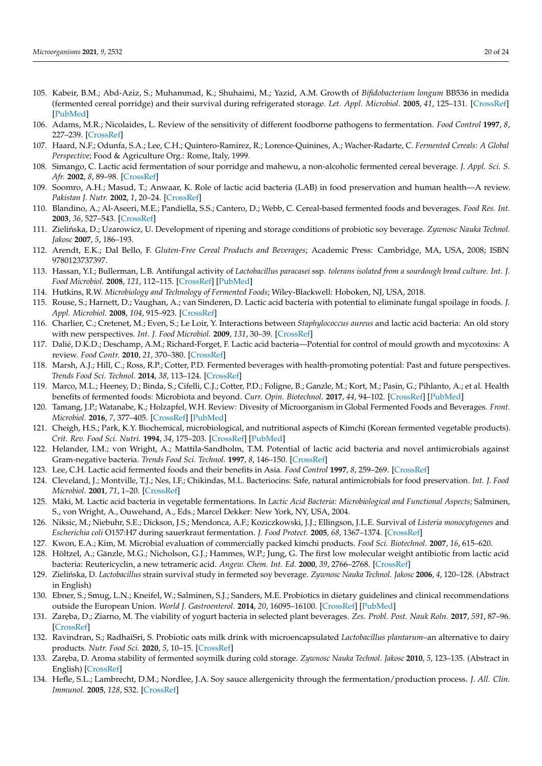105. Kabeir, B.M.; Abd-Aziz, S.; Muhammad, K.; Shuhaimi, M.; Yazid, A.M. Growth of *Bifidobacterium longum* BB536 in medida (fermented cereal porridge) and their survival during refrigerated storage. *Let. Appl. Microbiol.* **2005**, *41*, 125–131. [CrossRef] [PubMed]
106. Adams, M.R.; Nicolaides, L. Review of the sensitivity of different foodborne pathogens to fermentation. *Food Control* **1997**, *8*, 227–239. [CrossRef]
107. Haard, N.F.; Odunfa, S.A.; Lee, C.H.; Quintero-Ramirez, R.; Lorence-Quinines, A.; Wacher-Radarte, C. *Fermented Cereals: A Global Perspective*; Food & Agriculture Org.: Rome, Italy, 1999.
108. Simango, C. Lactic acid fermentation of sour porridge and mahewu, a non-alcoholic fermented cereal beverage. *J. Appl. Sci. S. Afr.* **2002**, *8*, 89–98. [CrossRef]
109. Soomro, A.H.; Masud, T.; Anwaar, K. Role of lactic acid bacteria (LAB) in food preservation and human health—A review. *Pakistan J. Nutr.* **2002**, *1*, 20–24. [CrossRef]
110. Blandino, A.; Al-Aseeri, M.E.; Pandiella, S.S.; Cantero, D.; Webb, C. Cereal-based fermented foods and beverages. *Food Res. Int.* **2003**, *36*, 527–543. [CrossRef]
111. Zielińska, D.; Uzarowicz, U. Development of ripening and storage conditions of probiotic soy beverage. *Zywnosc Nauka Technol. Jakosc* **2007**, *5*, 186–193.
112. Arendt, E.K.; Dal Bello, F. *Gluten-Free Cereal Products and Beverages*; Academic Press: Cambridge, MA, USA, 2008; ISBN 9780123737397.
113. Hassan, Y.I.; Bullerman, L.B. Antifungal activity of *Lactobacillus paracasei* ssp. *tolerans isolated from a sourdough bread culture. Int. J. Food Microbiol.* **2008**, *121*, 112–115. [CrossRef] [PubMed]
114. Hutkins, R.W. *Microbiology and Technology of Fermented Foods*; Wiley-Blackwell: Hoboken, NJ, USA, 2018.
115. Rouse, S.; Harnett, D.; Vaughan, A.; van Sinderen, D. Lactic acid bacteria with potential to eliminate fungal spoilage in foods. *J. Appl. Microbiol.* **2008**, *104*, 915–923. [CrossRef]
116. Charlier, C.; Cretenet, M.; Even, S.; Le Loir, Y. Interactions between *Staphylococcus aureus* and lactic acid bacteria: An old story with new perspectives. *Int. J. Food Microbiol.* **2009**, *131*, 30–39. [CrossRef]
117. Dalié, D.K.D.; Deschamp, A.M.; Richard-Forget, F. Lactic acid bacteria—Potential for control of mould growth and mycotoxins: A review. *Food Contr.* **2010**, *21*, 370–380. [CrossRef]
118. Marsh, A.J.; Hill, C.; Ross, R.P.; Cotter, P.D. Fermented beverages with health-promoting potential: Past and future perspectives. *Trends Food Sci. Technol.* **2014**, *38*, 113–124. [CrossRef]
119. Marco, M.L.; Heeney, D.; Binda, S.; Cifelli, C.J.; Cotter, P.D.; Foligne, B.; Ganzle, M.; Kort, M.; Pasin, G.; Pihlanto, A.; et al. Health benefits of fermented foods: Microbiota and beyond. *Curr. Opin. Biotechnol.* **2017**, *44*, 94–102. [CrossRef] [PubMed]
120. Tamang, J.P.; Watanabe, K.; Holzapfel, W.H. Review: Divesity of Microorganism in Global Fermented Foods and Beverages. *Front. Microbiol.* **2016**, *7*, 377–405. [CrossRef] [PubMed]
121. Cheigh, H.S.; Park, K.Y. Biochemical, microbiological, and nutritional aspects of Kimchi (Korean fermented vegetable products). *Crit. Rev. Food Sci. Nutri.* **1994**, *34*, 175–203. [CrossRef] [PubMed]
122. Helander, I.M.; von Wright, A.; Mattila-Sandholm, T.M. Potential of lactic acid bacteria and novel antimicrobials against Gram-negative bacteria. *Trends Food Sci. Technol.* **1997**, *8*, 146–150. [CrossRef]
123. Lee, C.H. Lactic acid fermented foods and their benefits in Asia. *Food Control* **1997**, *8*, 259–269. [CrossRef]
124. Cleveland, J.; Montville, T.J.; Nes, I.F.; Chikindas, M.L. Bacteriocins: Safe, natural antimicrobials for food preservation. *Int. J. Food Microbiol.* **2001**, *71*, 1–20. [CrossRef]
125. Mäki, M. Lactic acid bacteria in vegetable fermentations. In *Lactic Acid Bacteria: Microbiological and Functional Aspects*; Salminen, S., von Wright, A., Ouwehand, A., Eds.; Marcel Dekker: New York, NY, USA, 2004.
126. Niksic, M.; Niebuhr, S.E.; Dickson, J.S.; Mendonca, A.F.; Koziczkowski, J.J.; Ellingson, J.L.E. Survival of *Listeria monocytogenes* and *Escherichia coli* O157:H7 during sauerkraut fermentation. *J. Food Protect.* **2005**, *68*, 1367–1374. [CrossRef]
127. Kwon, E.A.; Kim, M. Microbial evaluation of commercially packed kimchi products. *Food Sci. Biotechnol.* **2007**, *16*, 615–620.
128. Höltzel, A.; Gänzle, M.G.; Nicholson, G.J.; Hammes, W.P.; Jung, G. The first low molecular weight antibiotic from lactic acid bacteria: Reutericyclin, a new tetrameric acid. *Angew. Chem. Int. Ed.* **2000**, *39*, 2766–2768. [CrossRef]
129. Zielińska, D. *Lactobacillus* strain survival study in fermeted soy beverage. *Zywnosc Nauka Technol. Jakosc* **2006**, *4*, 120–128. (Abstract in English)
130. Ebner, S.; Smug, L.N.; Kneifel, W.; Salminen, S.J.; Sanders, M.E. Probiotics in dietary guidelines and clinical recommendations outside the European Union. *World J. Gastroenterol.* **2014**, *20*, 16095–16100. [CrossRef] [PubMed]
131. Zaręba, D.; Ziarno, M. The viability of yogurt bacteria in selected plant beverages. *Zes. Probl. Post. Nauk Roln.* **2017**, *591*, 87–96. [CrossRef]
132. Ravindran, S.; RadhaiSri, S. Probiotic oats milk drink with microencapsulated *Lactobacillus plantarum*–an alternative to dairy products. *Nutr. Food Sci.* **2020**, *5*, 10–15. [CrossRef]
133. Zaręba, D. Aroma stability of fermented soymilk during cold storage. *Zywnosc Nauka Technol. Jakosc* **2010**, *5*, 123–135. (Abstract in English) [CrossRef]
134. Hefle, S.L.; Lambrecht, D.M.; Nordlee, J.A. Soy sauce allergenicity through the fermentation/production process. *J. All. Clin. Immunol.* **2005**, *128*, S32. [CrossRef]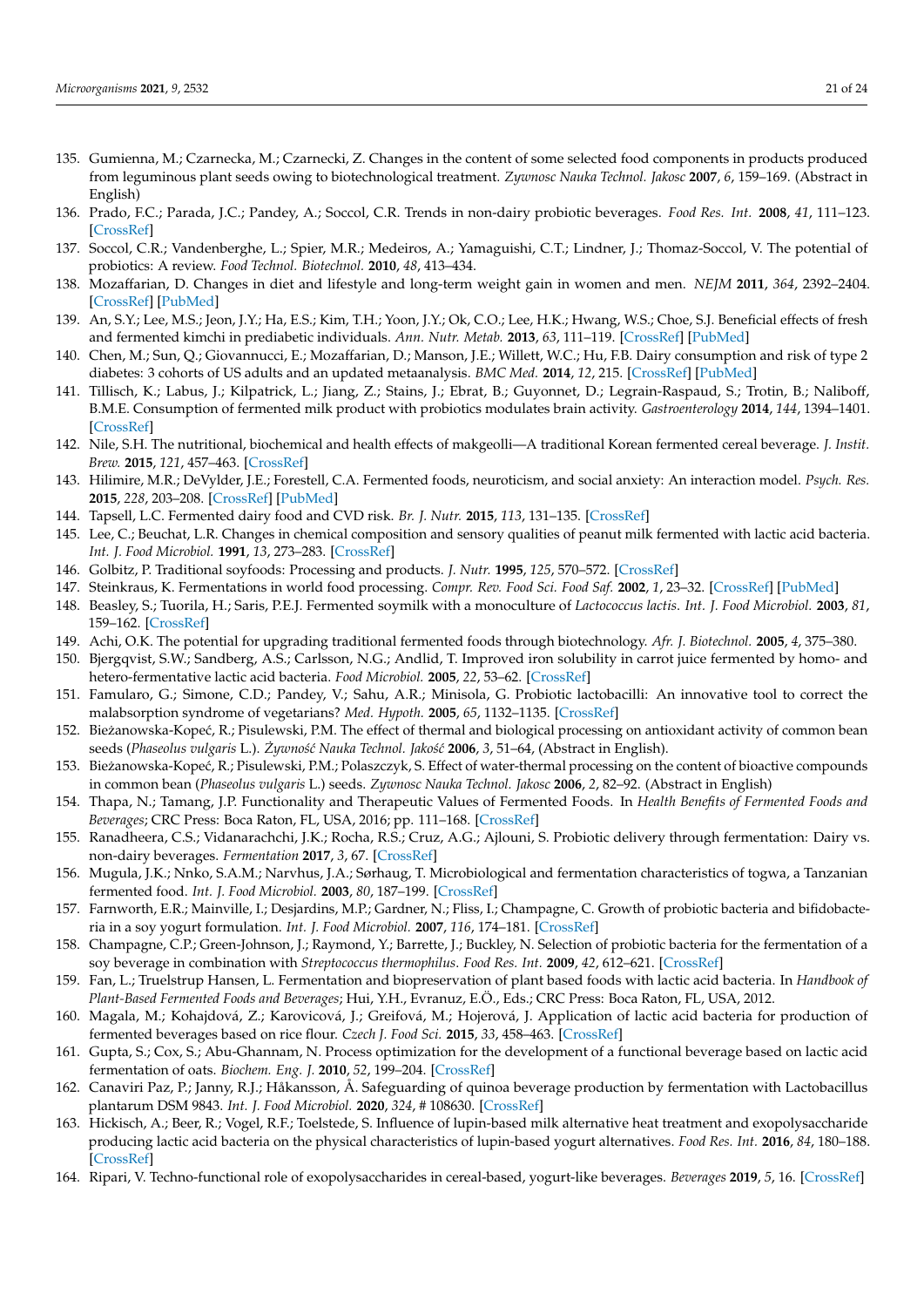135. Gumienna, M.; Czarnecka, M.; Czarnecki, Z. Changes in the content of some selected food components in products produced from leguminous plant seeds owing to biotechnological treatment. *Zywnosc Nauka Technol. Jakosc* **2007**, *6*, 159–169. (Abstract in English)
136. Prado, F.C.; Parada, J.C.; Pandey, A.; Soccol, C.R. Trends in non-dairy probiotic beverages. *Food Res. Int.* **2008**, *41*, 111–123. [CrossRef]
137. Soccol, C.R.; Vandenberghe, L.; Spier, M.R.; Medeiros, A.; Yamaguishi, C.T.; Lindner, J.; Thomaz-Soccol, V. The potential of probiotics: A review. *Food Technol. Biotechnol.* **2010**, *48*, 413–434.
138. Mozaffarian, D. Changes in diet and lifestyle and long-term weight gain in women and men. *NEJM* **2011**, *364*, 2392–2404. [CrossRef] [PubMed]
139. An, S.Y.; Lee, M.S.; Jeon, J.Y.; Ha, E.S.; Kim, T.H.; Yoon, J.Y.; Ok, C.O.; Lee, H.K.; Hwang, W.S.; Choe, S.J. Beneficial effects of fresh and fermented kimchi in prediabetic individuals. *Ann. Nutr. Metab.* **2013**, *63*, 111–119. [CrossRef] [PubMed]
140. Chen, M.; Sun, Q.; Giovannucci, E.; Mozaffarian, D.; Manson, J.E.; Willett, W.C.; Hu, F.B. Dairy consumption and risk of type 2 diabetes: 3 cohorts of US adults and an updated metaanalysis. *BMC Med.* **2014**, *12*, 215. [CrossRef] [PubMed]
141. Tillisch, K.; Labus, J.; Kilpatrick, L.; Jiang, Z.; Stains, J.; Ebrat, B.; Guyonnet, D.; Legrain-Raspaud, S.; Trotin, B.; Naliboff, B.M.E. Consumption of fermented milk product with probiotics modulates brain activity. *Gastroenterology* **2014**, *144*, 1394–1401. [CrossRef]
142. Nile, S.H. The nutritional, biochemical and health effects of makgeolli—A traditional Korean fermented cereal beverage. *J. Instit. Brew.* **2015**, *121*, 457–463. [CrossRef]
143. Hilimire, M.R.; DeVylder, J.E.; Forestell, C.A. Fermented foods, neuroticism, and social anxiety: An interaction model. *Psych. Res.* **2015**, *228*, 203–208. [CrossRef] [PubMed]
144. Tapsell, L.C. Fermented dairy food and CVD risk. *Br. J. Nutr.* **2015**, *113*, 131–135. [CrossRef]
145. Lee, C.; Beuchat, L.R. Changes in chemical composition and sensory qualities of peanut milk fermented with lactic acid bacteria. *Int. J. Food Microbiol.* **1991**, *13*, 273–283. [CrossRef]
146. Golbitz, P. Traditional soyfoods: Processing and products. *J. Nutr.* **1995**, *125*, 570–572. [CrossRef]
147. Steinkraus, K. Fermentations in world food processing. *Compr. Rev. Food Sci. Food Saf.* **2002**, *1*, 23–32. [CrossRef] [PubMed]
148. Beasley, S.; Tuorila, H.; Saris, P.E.J. Fermented soymilk with a monoculture of *Lactococcus lactis*. *Int. J. Food Microbiol.* **2003**, *81*, 159–162. [CrossRef]
149. Achi, O.K. The potential for upgrading traditional fermented foods through biotechnology. *Afr. J. Biotechnol.* **2005**, *4*, 375–380.
150. Bjergqvist, S.W.; Sandberg, A.S.; Carlsson, N.G.; Andlid, T. Improved iron solubility in carrot juice fermented by homo- and hetero-fermentative lactic acid bacteria. *Food Microbiol.* **2005**, *22*, 53–62. [CrossRef]
151. Famularo, G.; Simone, C.D.; Pandey, V.; Sahu, A.R.; Minisola, G. Probiotic lactobacilli: An innovative tool to correct the malabsorption syndrome of vegetarians? *Med. Hypoth.* **2005**, *65*, 1132–1135. [CrossRef]
152. Bieżanowska-Kopeć, R.; Pisulewski, P.M. The effect of thermal and biological processing on antioxidant activity of common bean seeds (*Phaseolus vulgaris* L.). *Żywność Nauka Technol. Jakość* **2006**, *3*, 51–64, (Abstract in English).
153. Bieżanowska-Kopeć, R.; Pisulewski, P.M.; Polaszczyk, S. Effect of water-thermal processing on the content of bioactive compounds in common bean (*Phaseolus vulgaris* L.) seeds. *Zywnosc Nauka Technol. Jakosc* **2006**, *2*, 82–92. (Abstract in English)
154. Thapa, N.; Tamang, J.P. Functionality and Therapeutic Values of Fermented Foods. In *Health Benefits of Fermented Foods and Beverages*; CRC Press: Boca Raton, FL, USA, 2016; pp. 111–168. [CrossRef]
155. Ranadheera, C.S.; Vidanarachchi, J.K.; Rocha, R.S.; Cruz, A.G.; Ajlouni, S. Probiotic delivery through fermentation: Dairy vs. non-dairy beverages. *Fermentation* **2017**, *3*, 67. [CrossRef]
156. Mugula, J.K.; Nnko, S.A.M.; Narvhus, J.A.; Sørhaug, T. Microbiological and fermentation characteristics of togwa, a Tanzanian fermented food. *Int. J. Food Microbiol.* **2003**, *80*, 187–199. [CrossRef]
157. Farnworth, E.R.; Mainville, I.; Desjardins, M.P.; Gardner, N.; Fliss, I.; Champagne, C. Growth of probiotic bacteria and bifidobacteria in a soy yogurt formulation. *Int. J. Food Microbiol.* **2007**, *116*, 174–181. [CrossRef]
158. Champagne, C.P.; Green-Johnson, J.; Raymond, Y.; Barrette, J.; Buckley, N. Selection of probiotic bacteria for the fermentation of a soy beverage in combination with *Streptococcus thermophilus*. *Food Res. Int.* **2009**, *42*, 612–621. [CrossRef]
159. Fan, L.; Truelstrup Hansen, L. Fermentation and biopreservation of plant based foods with lactic acid bacteria. In *Handbook of Plant-Based Fermented Foods and Beverages*; Hui, Y.H., Evranuz, E.Ö., Eds.; CRC Press: Boca Raton, FL, USA, 2012.
160. Magala, M.; Kohajdová, Z.; Karovicová, J.; Greifová, M.; Hojerová, J. Application of lactic acid bacteria for production of fermented beverages based on rice flour. *Czech J. Food Sci.* **2015**, *33*, 458–463. [CrossRef]
161. Gupta, S.; Cox, S.; Abu-Ghannam, N. Process optimization for the development of a functional beverage based on lactic acid fermentation of oats. *Biochem. Eng. J.* **2010**, *52*, 199–204. [CrossRef]
162. Canaviri Paz, P.; Janny, R.J.; Håkansson, Å. Safeguarding of quinoa beverage production by fermentation with Lactobacillus plantarum DSM 9843. *Int. J. Food Microbiol.* **2020**, *324*, # 108630. [CrossRef]
163. Hickisch, A.; Beer, R.; Vogel, R.F.; Toelstede, S. Influence of lupin-based milk alternative heat treatment and exopolysaccharide producing lactic acid bacteria on the physical characteristics of lupin-based yogurt alternatives. *Food Res. Int.* **2016**, *84*, 180–188. [CrossRef]
164. Ripari, V. Techno-functional role of exopolysaccharides in cereal-based, yogurt-like beverages. *Beverages* **2019**, *5*, 16. [CrossRef]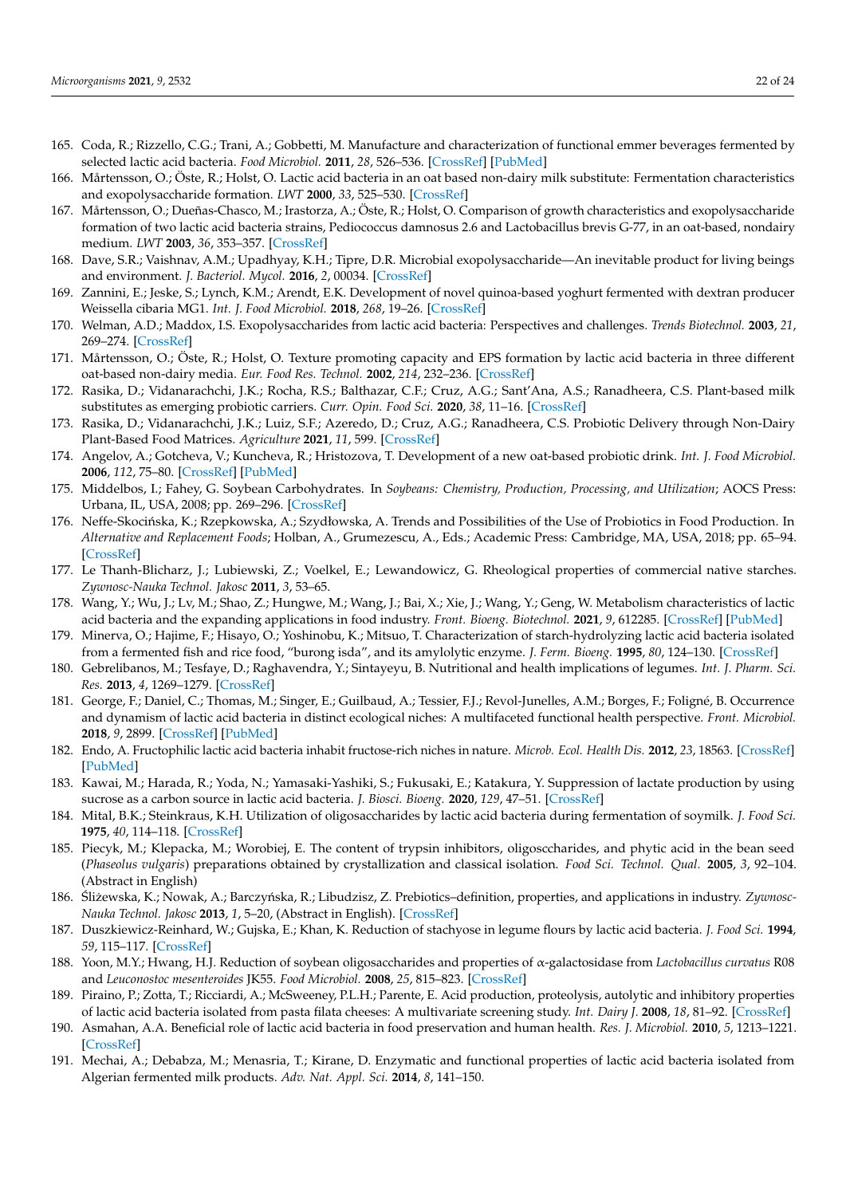165. Coda, R.; Rizzello, C.G.; Trani, A.; Gobbetti, M. Manufacture and characterization of functional emmer beverages fermented by selected lactic acid bacteria. *Food Microbiol.* **2011**, *28*, 526–536. [CrossRef] [PubMed]
166. Mårtensson, O.; Öste, R.; Holst, O. Lactic acid bacteria in an oat based non-dairy milk substitute: Fermentation characteristics and exopolysaccharide formation. *LWT* **2000**, *33*, 525–530. [CrossRef]
167. Mårtensson, O.; Dueñas-Chasco, M.; Irastorza, A.; Öste, R.; Holst, O. Comparison of growth characteristics and exopolysaccharide formation of two lactic acid bacteria strains, Pediococcus damnosus 2.6 and Lactobacillus brevis G-77, in an oat-based, nondairy medium. *LWT* **2003**, *36*, 353–357. [CrossRef]
168. Dave, S.R.; Vaishnav, A.M.; Upadhyay, K.H.; Tipre, D.R. Microbial exopolysaccharide—An inevitable product for living beings and environment. *J. Bacteriol. Mycol.* **2016**, *2*, 00034. [CrossRef]
169. Zannini, E.; Jeske, S.; Lynch, K.M.; Arendt, E.K. Development of novel quinoa-based yoghurt fermented with dextran producer Weissella cibaria MG1. *Int. J. Food Microbiol.* **2018**, *268*, 19–26. [CrossRef]
170. Welman, A.D.; Maddox, I.S. Exopolysaccharides from lactic acid bacteria: Perspectives and challenges. *Trends Biotechnol.* **2003**, *21*, 269–274. [CrossRef]
171. Mårtensson, O.; Öste, R.; Holst, O. Texture promoting capacity and EPS formation by lactic acid bacteria in three different oat-based non-dairy media. *Eur. Food Res. Technol.* **2002**, *214*, 232–236. [CrossRef]
172. Rasika, D.; Vidanarachchi, J.K.; Rocha, R.S.; Balthazar, C.F.; Cruz, A.G.; Sant'Ana, A.S.; Ranadheera, C.S. Plant-based milk substitutes as emerging probiotic carriers. *Curr. Opin. Food Sci.* **2020**, *38*, 11–16. [CrossRef]
173. Rasika, D.; Vidanarachchi, J.K.; Luiz, S.F.; Azeredo, D.; Cruz, A.G.; Ranadheera, C.S. Probiotic Delivery through Non-Dairy Plant-Based Food Matrices. *Agriculture* **2021**, *11*, 599. [CrossRef]
174. Angelov, A.; Gotcheva, V.; Kuncheva, R.; Hristozova, T. Development of a new oat-based probiotic drink. *Int. J. Food Microbiol.* **2006**, *112*, 75–80. [CrossRef] [PubMed]
175. Middelbos, I.; Fahey, G. Soybean Carbohydrates. In *Soybeans: Chemistry, Production, Processing, and Utilization*; AOCS Press: Urbana, IL, USA, 2008; pp. 269–296. [CrossRef]
176. Neffe-Skocińska, K.; Rzepkowska, A.; Szydłowska, A. Trends and Possibilities of the Use of Probiotics in Food Production. In *Alternative and Replacement Foods*; Holban, A., Grumezescu, A., Eds.; Academic Press: Cambridge, MA, USA, 2018; pp. 65–94. [CrossRef]
177. Le Thanh-Blicharz, J.; Lubiewski, Z.; Voelkel, E.; Lewandowicz, G. Rheological properties of commercial native starches. *Zywnosc-Nauka Technol. Jakosc* **2011**, *3*, 53–65.
178. Wang, Y.; Wu, J.; Lv, M.; Shao, Z.; Hungwe, M.; Wang, J.; Bai, X.; Xie, J.; Wang, Y.; Geng, W. Metabolism characteristics of lactic acid bacteria and the expanding applications in food industry. *Front. Bioeng. Biotechnol.* **2021**, *9*, 612285. [CrossRef] [PubMed]
179. Minerva, O.; Hajime, F.; Hisayo, O.; Yoshinobu, K.; Mitsuo, T. Characterization of starch-hydrolyzing lactic acid bacteria isolated from a fermented fish and rice food, "burong isda", and its amylolytic enzyme. *J. Ferm. Bioeng.* **1995**, *80*, 124–130. [CrossRef]
180. Gebrelibanos, M.; Tesfaye, D.; Raghavendra, Y.; Sintayeyu, B. Nutritional and health implications of legumes. *Int. J. Pharm. Sci. Res.* **2013**, *4*, 1269–1279. [CrossRef]
181. George, F.; Daniel, C.; Thomas, M.; Singer, E.; Guilbaud, A.; Tessier, F.J.; Revol-Junelles, A.M.; Borges, F.; Foligné, B. Occurrence and dynamism of lactic acid bacteria in distinct ecological niches: A multifaceted functional health perspective. *Front. Microbiol.* **2018**, *9*, 2899. [CrossRef] [PubMed]
182. Endo, A. Fructophilic lactic acid bacteria inhabit fructose-rich niches in nature. *Microb. Ecol. Health Dis.* **2012**, *23*, 18563. [CrossRef] [PubMed]
183. Kawai, M.; Harada, R.; Yoda, N.; Yamasaki-Yashiki, S.; Fukusaki, E.; Katakura, Y. Suppression of lactate production by using sucrose as a carbon source in lactic acid bacteria. *J. Biosci. Bioeng.* **2020**, *129*, 47–51. [CrossRef]
184. Mital, B.K.; Steinkraus, K.H. Utilization of oligosaccharides by lactic acid bacteria during fermentation of soymilk. *J. Food Sci.* **1975**, *40*, 114–118. [CrossRef]
185. Piecyk, M.; Klepacka, M.; Worobiej, E. The content of trypsin inhibitors, oligosccharides, and phytic acid in the bean seed (*Phaseolus vulgaris*) preparations obtained by crystallization and classical isolation. *Food Sci. Technol. Qual.* **2005**, *3*, 92–104. (Abstract in English)
186. Śliżewska, K.; Nowak, A.; Barczyńska, R.; Libudzisz, Z. Prebiotics–definition, properties, and applications in industry. *Zywnosc-Nauka Technol. Jakosc* **2013**, *1*, 5–20, (Abstract in English). [CrossRef]
187. Duszkiewicz-Reinhard, W.; Gujska, E.; Khan, K. Reduction of stachyose in legume flours by lactic acid bacteria. *J. Food Sci.* **1994**, *59*, 115–117. [CrossRef]
188. Yoon, M.Y.; Hwang, H.J. Reduction of soybean oligosaccharides and properties of α-galactosidase from *Lactobacillus curvatus* R08 and *Leuconostoc mesenteroides* JK55. *Food Microbiol.* **2008**, *25*, 815–823. [CrossRef]
189. Piraino, P.; Zotta, T.; Ricciardi, A.; McSweeney, P.L.H.; Parente, E. Acid production, proteolysis, autolytic and inhibitory properties of lactic acid bacteria isolated from pasta filata cheeses: A multivariate screening study. *Int. Dairy J.* **2008**, *18*, 81–92. [CrossRef]
190. Asmahan, A.A. Beneficial role of lactic acid bacteria in food preservation and human health. *Res. J. Microbiol.* **2010**, *5*, 1213–1221. [CrossRef]
191. Mechai, A.; Debabza, M.; Menasria, T.; Kirane, D. Enzymatic and functional properties of lactic acid bacteria isolated from Algerian fermented milk products. *Adv. Nat. Appl. Sci.* **2014**, *8*, 141–150.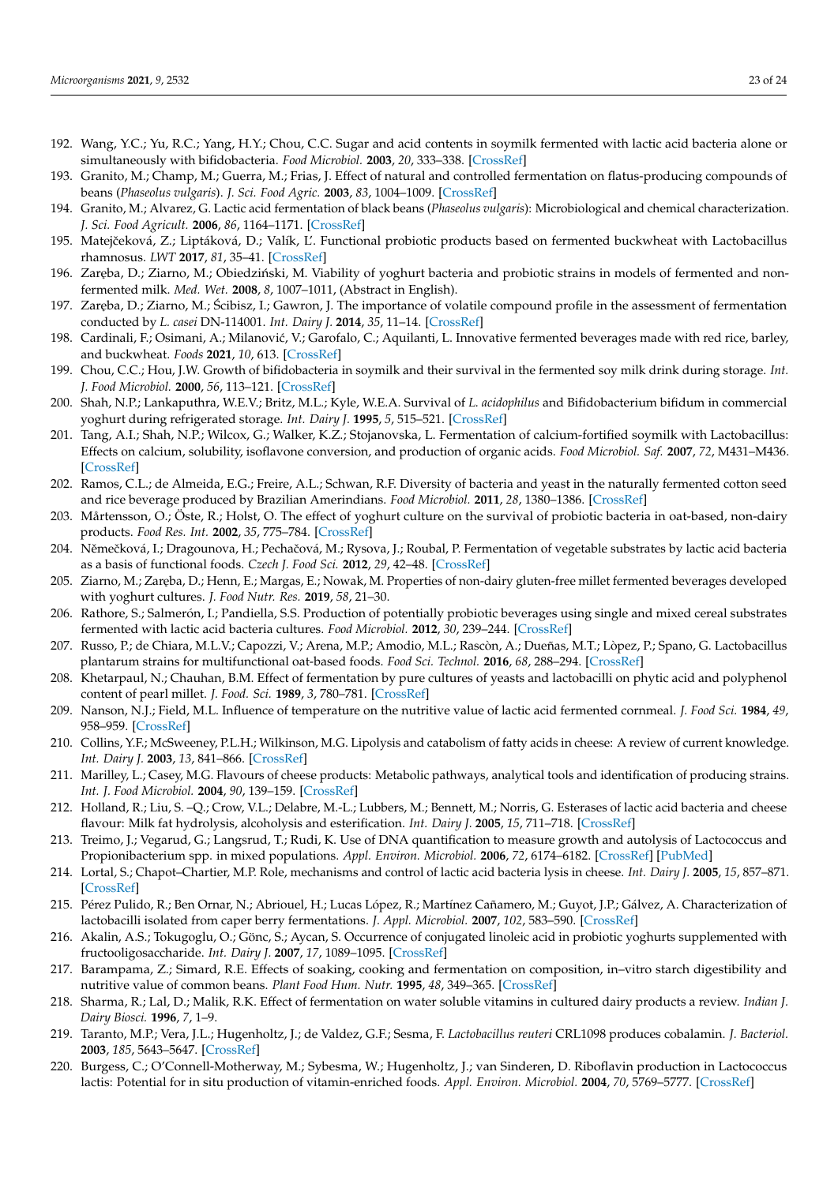192. Wang, Y.C.; Yu, R.C.; Yang, H.Y.; Chou, C.C. Sugar and acid contents in soymilk fermented with lactic acid bacteria alone or simultaneously with bifidobacteria. *Food Microbiol.* **2003**, *20*, 333–338. [CrossRef]
193. Granito, M.; Champ, M.; Guerra, M.; Frias, J. Effect of natural and controlled fermentation on flatus-producing compounds of beans (*Phaseolus vulgaris*). *J. Sci. Food Agric.* **2003**, *83*, 1004–1009. [CrossRef]
194. Granito, M.; Alvarez, G. Lactic acid fermentation of black beans (*Phaseolus vulgaris*): Microbiological and chemical characterization. *J. Sci. Food Agricult.* **2006**, *86*, 1164–1171. [CrossRef]
195. Matejčeková, Z.; Liptáková, D.; Valík, Ľ. Functional probiotic products based on fermented buckwheat with Lactobacillus rhamnosus. *LWT* **2017**, *81*, 35–41. [CrossRef]
196. Zaręba, D.; Ziarno, M.; Obiedziński, M. Viability of yoghurt bacteria and probiotic strains in models of fermented and non-fermented milk. *Med. Wet.* **2008**, *8*, 1007–1011, (Abstract in English).
197. Zaręba, D.; Ziarno, M.; Ścibisz, I.; Gawron, J. The importance of volatile compound profile in the assessment of fermentation conducted by *L. casei* DN-114001. *Int. Dairy J.* **2014**, *35*, 11–14. [CrossRef]
198. Cardinali, F.; Osimani, A.; Milanović, V.; Garofalo, C.; Aquilanti, L. Innovative fermented beverages made with red rice, barley, and buckwheat. *Foods* **2021**, *10*, 613. [CrossRef]
199. Chou, C.C.; Hou, J.W. Growth of bifidobacteria in soymilk and their survival in the fermented soy milk drink during storage. *Int. J. Food Microbiol.* **2000**, *56*, 113–121. [CrossRef]
200. Shah, N.P.; Lankaputhra, W.E.V.; Britz, M.L.; Kyle, W.E.A. Survival of *L. acidophilus* and Bifidobacterium bifidum in commercial yoghurt during refrigerated storage. *Int. Dairy J.* **1995**, *5*, 515–521. [CrossRef]
201. Tang, A.I.; Shah, N.P.; Wilcox, G.; Walker, K.Z.; Stojanovska, L. Fermentation of calcium-fortified soymilk with Lactobacillus: Effects on calcium, solubility, isoflavone conversion, and production of organic acids. *Food Microbiol. Saf.* **2007**, *72*, M431–M436. [CrossRef]
202. Ramos, C.L.; de Almeida, E.G.; Freire, A.L.; Schwan, R.F. Diversity of bacteria and yeast in the naturally fermented cotton seed and rice beverage produced by Brazilian Amerindians. *Food Microbiol.* **2011**, *28*, 1380–1386. [CrossRef]
203. Mårtensson, O.; Öste, R.; Holst, O. The effect of yoghurt culture on the survival of probiotic bacteria in oat-based, non-dairy products. *Food Res. Int.* **2002**, *35*, 775–784. [CrossRef]
204. Němečková, I.; Dragounova, H.; Pechačová, M.; Rysova, J.; Roubal, P. Fermentation of vegetable substrates by lactic acid bacteria as a basis of functional foods. *Czech J. Food Sci.* **2012**, *29*, 42–48. [CrossRef]
205. Ziarno, M.; Zaręba, D.; Henn, E.; Margas, E.; Nowak, M. Properties of non-dairy gluten-free millet fermented beverages developed with yoghurt cultures. *J. Food Nutr. Res.* **2019**, *58*, 21–30.
206. Rathore, S.; Salmerón, I.; Pandiella, S.S. Production of potentially probiotic beverages using single and mixed cereal substrates fermented with lactic acid bacteria cultures. *Food Microbiol.* **2012**, *30*, 239–244. [CrossRef]
207. Russo, P.; de Chiara, M.L.V.; Capozzi, V.; Arena, M.P.; Amodio, M.L.; Rascòn, A.; Dueñas, M.T.; Lòpez, P.; Spano, G. Lactobacillus plantarum strains for multifunctional oat-based foods. *Food Sci. Technol.* **2016**, *68*, 288–294. [CrossRef]
208. Khetarpaul, N.; Chauhan, B.M. Effect of fermentation by pure cultures of yeasts and lactobacilli on phytic acid and polyphenol content of pearl millet. *J. Food. Sci.* **1989**, *3*, 780–781. [CrossRef]
209. Nanson, N.J.; Field, M.L. Influence of temperature on the nutritive value of lactic acid fermented cornmeal. *J. Food Sci.* **1984**, *49*, 958–959. [CrossRef]
210. Collins, Y.F.; McSweeney, P.L.H.; Wilkinson, M.G. Lipolysis and catabolism of fatty acids in cheese: A review of current knowledge. *Int. Dairy J.* **2003**, *13*, 841–866. [CrossRef]
211. Marilley, L.; Casey, M.G. Flavours of cheese products: Metabolic pathways, analytical tools and identification of producing strains. *Int. J. Food Microbiol.* **2004**, *90*, 139–159. [CrossRef]
212. Holland, R.; Liu, S. –Q.; Crow, V.L.; Delabre, M.-L.; Lubbers, M.; Bennett, M.; Norris, G. Esterases of lactic acid bacteria and cheese flavour: Milk fat hydrolysis, alcoholysis and esterification. *Int. Dairy J.* **2005**, *15*, 711–718. [CrossRef]
213. Treimo, J.; Vegarud, G.; Langsrud, T.; Rudi, K. Use of DNA quantification to measure growth and autolysis of Lactococcus and Propionibacterium spp. in mixed populations. *Appl. Environ. Microbiol.* **2006**, *72*, 6174–6182. [CrossRef] [PubMed]
214. Lortal, S.; Chapot–Chartier, M.P. Role, mechanisms and control of lactic acid bacteria lysis in cheese. *Int. Dairy J.* **2005**, *15*, 857–871. [CrossRef]
215. Pérez Pulido, R.; Ben Ornar, N.; Abriouel, H.; Lucas López, R.; Martínez Cañamero, M.; Guyot, J.P.; Gálvez, A. Characterization of lactobacilli isolated from caper berry fermentations. *J. Appl. Microbiol.* **2007**, *102*, 583–590. [CrossRef]
216. Akalin, A.S.; Tokugoglu, O.; Gönc, S.; Aycan, S. Occurrence of conjugated linoleic acid in probiotic yoghurts supplemented with fructooligosaccharide. *Int. Dairy J.* **2007**, *17*, 1089–1095. [CrossRef]
217. Barampama, Z.; Simard, R.E. Effects of soaking, cooking and fermentation on composition, in–vitro starch digestibility and nutritive value of common beans. *Plant Food Hum. Nutr.* **1995**, *48*, 349–365. [CrossRef]
218. Sharma, R.; Lal, D.; Malik, R.K. Effect of fermentation on water soluble vitamins in cultured dairy products a review. *Indian J. Dairy Biosci.* **1996**, *7*, 1–9.
219. Taranto, M.P.; Vera, J.L.; Hugenholtz, J.; de Valdez, G.F.; Sesma, F. *Lactobacillus reuteri* CRL1098 produces cobalamin. *J. Bacteriol.* **2003**, *185*, 5643–5647. [CrossRef]
220. Burgess, C.; O'Connell-Motherway, M.; Sybesma, W.; Hugenholtz, J.; van Sinderen, D. Riboflavin production in Lactococcus lactis: Potential for in situ production of vitamin-enriched foods. *Appl. Environ. Microbiol.* **2004**, *70*, 5769–5777. [CrossRef]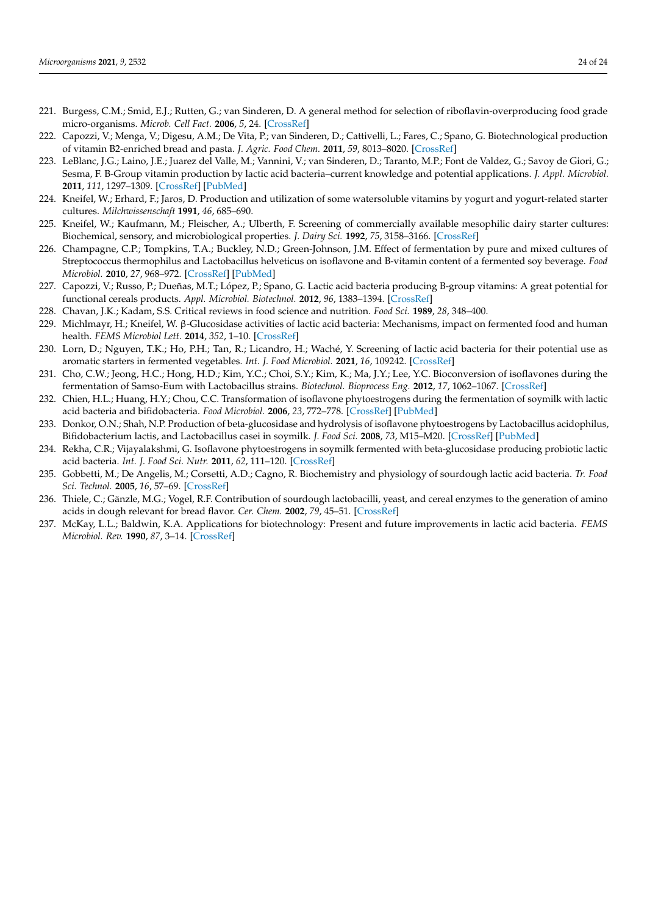221. Burgess, C.M.; Smid, E.J.; Rutten, G.; van Sinderen, D. A general method for selection of riboflavin-overproducing food grade micro-organisms. *Microb. Cell Fact.* **2006**, *5*, 24. [CrossRef]
222. Capozzi, V.; Menga, V.; Digesu, A.M.; De Vita, P.; van Sinderen, D.; Cattivelli, L.; Fares, C.; Spano, G. Biotechnological production of vitamin B2-enriched bread and pasta. *J. Agric. Food Chem.* **2011**, *59*, 8013–8020. [CrossRef]
223. LeBlanc, J.G.; Laino, J.E.; Juarez del Valle, M.; Vannini, V.; van Sinderen, D.; Taranto, M.P.; Font de Valdez, G.; Savoy de Giori, G.; Sesma, F. B-Group vitamin production by lactic acid bacteria–current knowledge and potential applications. *J. Appl. Microbiol.* **2011**, *111*, 1297–1309. [CrossRef] [PubMed]
224. Kneifel, W.; Erhard, F.; Jaros, D. Production and utilization of some watersoluble vitamins by yogurt and yogurt-related starter cultures. *Milchwissenschaft* **1991**, *46*, 685–690.
225. Kneifel, W.; Kaufmann, M.; Fleischer, A.; Ulberth, F. Screening of commercially available mesophilic dairy starter cultures: Biochemical, sensory, and microbiological properties. *J. Dairy Sci.* **1992**, *75*, 3158–3166. [CrossRef]
226. Champagne, C.P.; Tompkins, T.A.; Buckley, N.D.; Green-Johnson, J.M. Effect of fermentation by pure and mixed cultures of Streptococcus thermophilus and Lactobacillus helveticus on isoflavone and B-vitamin content of a fermented soy beverage. *Food Microbiol.* **2010**, *27*, 968–972. [CrossRef] [PubMed]
227. Capozzi, V.; Russo, P.; Dueñas, M.T.; López, P.; Spano, G. Lactic acid bacteria producing B-group vitamins: A great potential for functional cereals products. *Appl. Microbiol. Biotechnol.* **2012**, *96*, 1383–1394. [CrossRef]
228. Chavan, J.K.; Kadam, S.S. Critical reviews in food science and nutrition. *Food Sci.* **1989**, *28*, 348–400.
229. Michlmayr, H.; Kneifel, W. β-Glucosidase activities of lactic acid bacteria: Mechanisms, impact on fermented food and human health. *FEMS Microbiol Lett.* **2014**, *352*, 1–10. [CrossRef]
230. Lorn, D.; Nguyen, T.K.; Ho, P.H.; Tan, R.; Licandro, H.; Waché, Y. Screening of lactic acid bacteria for their potential use as aromatic starters in fermented vegetables. *Int. J. Food Microbiol.* **2021**, *16*, 109242. [CrossRef]
231. Cho, C.W.; Jeong, H.C.; Hong, H.D.; Kim, Y.C.; Choi, S.Y.; Kim, K.; Ma, J.Y.; Lee, Y.C. Bioconversion of isoflavones during the fermentation of Samso-Eum with Lactobacillus strains. *Biotechnol. Bioprocess Eng.* **2012**, *17*, 1062–1067. [CrossRef]
232. Chien, H.L.; Huang, H.Y.; Chou, C.C. Transformation of isoflavone phytoestrogens during the fermentation of soymilk with lactic acid bacteria and bifidobacteria. *Food Microbiol.* **2006**, *23*, 772–778. [CrossRef] [PubMed]
233. Donkor, O.N.; Shah, N.P. Production of beta-glucosidase and hydrolysis of isoflavone phytoestrogens by Lactobacillus acidophilus, Bifidobacterium lactis, and Lactobacillus casei in soymilk. *J. Food Sci.* **2008**, *73*, M15–M20. [CrossRef] [PubMed]
234. Rekha, C.R.; Vijayalakshmi, G. Isoflavone phytoestrogens in soymilk fermented with beta-glucosidase producing probiotic lactic acid bacteria. *Int. J. Food Sci. Nutr.* **2011**, *62*, 111–120. [CrossRef]
235. Gobbetti, M.; De Angelis, M.; Corsetti, A.D.; Cagno, R. Biochemistry and physiology of sourdough lactic acid bacteria. *Tr. Food Sci. Technol.* **2005**, *16*, 57–69. [CrossRef]
236. Thiele, C.; Gänzle, M.G.; Vogel, R.F. Contribution of sourdough lactobacilli, yeast, and cereal enzymes to the generation of amino acids in dough relevant for bread flavor. *Cer. Chem.* **2002**, *79*, 45–51. [CrossRef]
237. McKay, L.L.; Baldwin, K.A. Applications for biotechnology: Present and future improvements in lactic acid bacteria. *FEMS Microbiol. Rev.* **1990**, *87*, 3–14. [CrossRef]